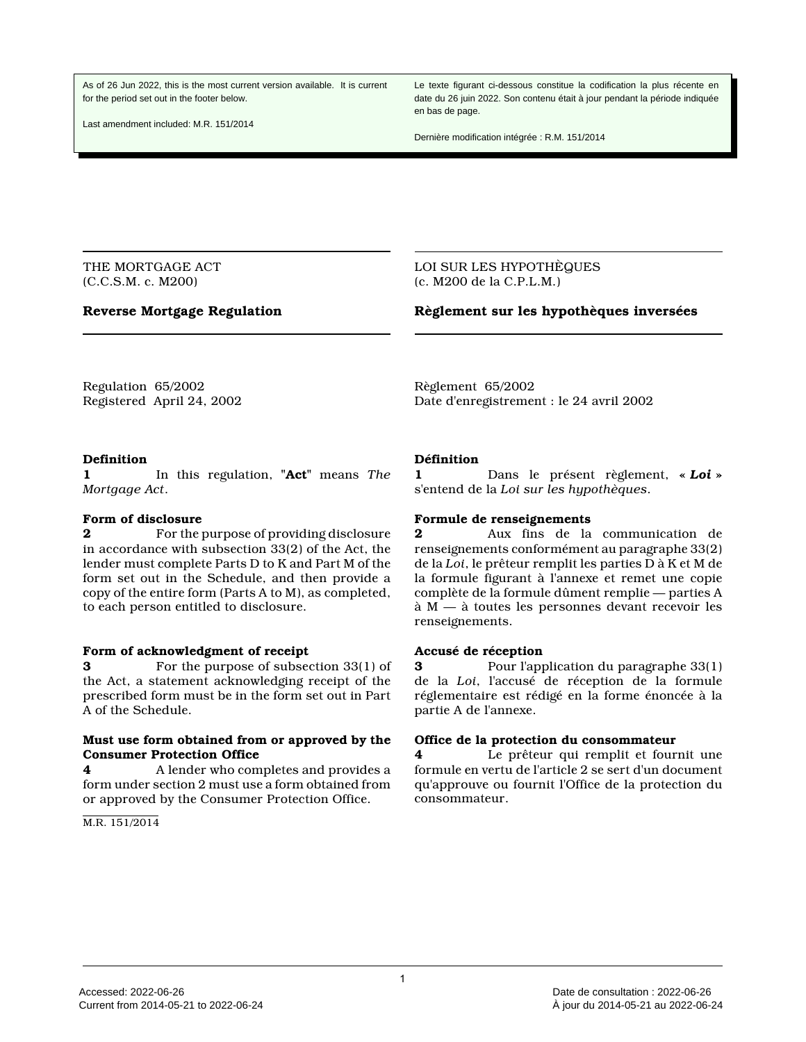As of 26 Jun 2022, this is the most current version available. It is current for the period set out in the footer below.

Last amendment included: M.R. 151/2014

Le texte figurant ci-dessous constitue la codification la plus récente en date du 26 juin 2022. Son contenu était à jour pendant la période indiquée en bas de page.

Dernière modification intégrée : R.M. 151/2014

THE MORTGAGE ACT
(C.C.S.M. c. M200)

## Reverse Mortgage Regulation

Regulation 65/2002
Registered April 24, 2002

**Definition**
**1** In this regulation, "**Act**" means *The Mortgage Act*.

**Form of disclosure**
**2** For the purpose of providing disclosure in accordance with subsection 33(2) of the Act, the lender must complete Parts D to K and Part M of the form set out in the Schedule, and then provide a copy of the entire form (Parts A to M), as completed, to each person entitled to disclosure.

**Form of acknowledgment of receipt**
**3** For the purpose of subsection 33(1) of the Act, a statement acknowledging receipt of the prescribed form must be in the form set out in Part A of the Schedule.

**Must use form obtained from or approved by the Consumer Protection Office**
**4** A lender who completes and provides a form under section 2 must use a form obtained from or approved by the Consumer Protection Office.

M.R. 151/2014

LOI SUR LES HYPOTHÈQUES
(c. M200 de la C.P.L.M.)

## Règlement sur les hypothèques inversées

Règlement 65/2002
Date d'enregistrement : le 24 avril 2002

**Définition**
**1** Dans le présent règlement, « ***Loi*** » s'entend de la *Loi sur les hypothèques*.

**Formule de renseignements**
**2** Aux fins de la communication de renseignements conformément au paragraphe 33(2) de la *Loi*, le prêteur remplit les parties D à K et M de la formule figurant à l'annexe et remet une copie complète de la formule dûment remplie — parties A à M — à toutes les personnes devant recevoir les renseignements.

**Accusé de réception**
**3** Pour l'application du paragraphe 33(1) de la *Loi*, l'accusé de réception de la formule réglementaire est rédigé en la forme énoncée à la partie A de l'annexe.

**Office de la protection du consommateur**
**4** Le prêteur qui remplit et fournit une formule en vertu de l'article 2 se sert d'un document qu'approuve ou fournit l'Office de la protection du consommateur.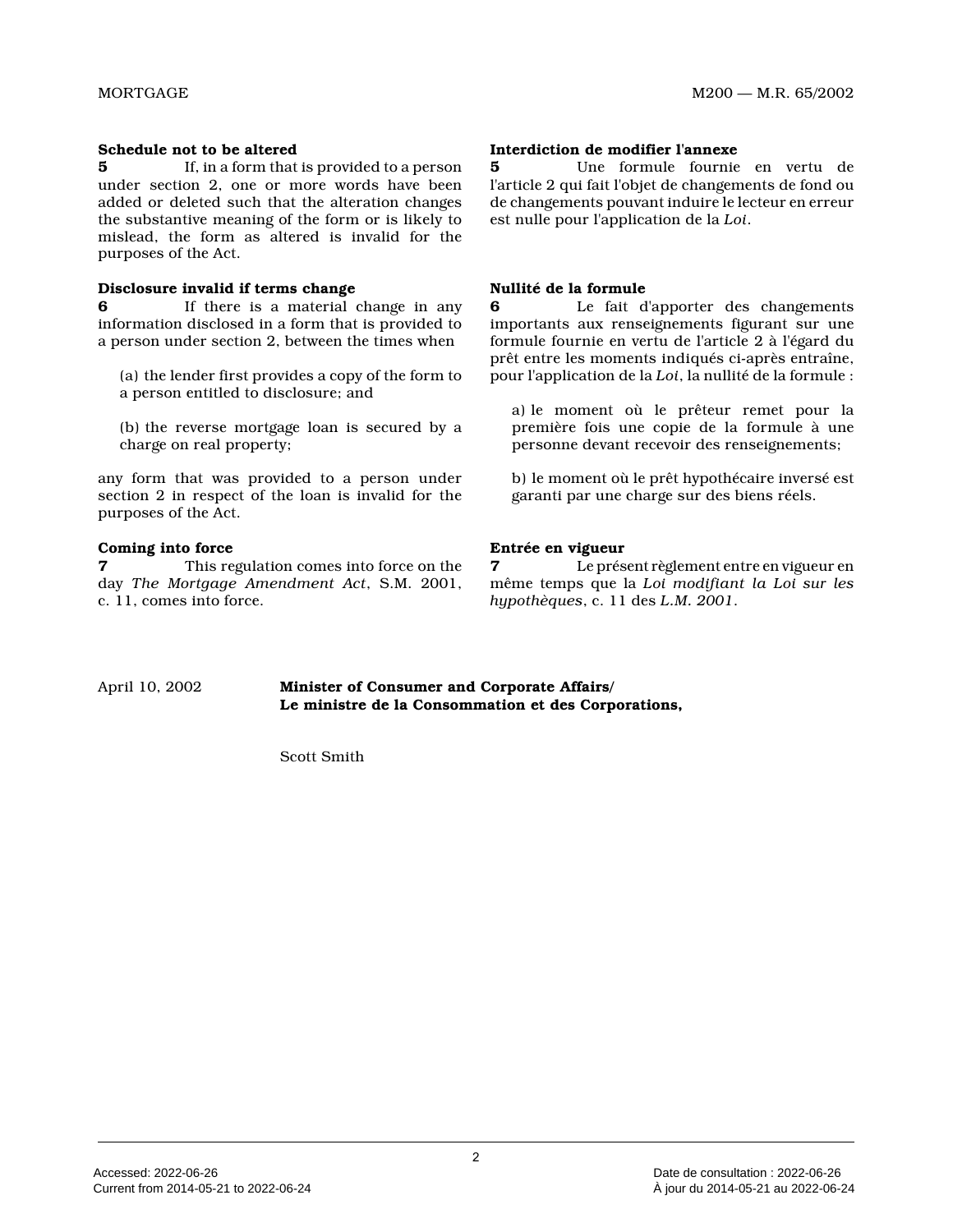**Schedule not to be altered**

**5** If, in a form that is provided to a person under section 2, one or more words have been added or deleted such that the alteration changes the substantive meaning of the form or is likely to mislead, the form as altered is invalid for the purposes of the Act.

**Disclosure invalid if terms change**

**6** If there is a material change in any information disclosed in a form that is provided to a person under section 2, between the times when

(a) the lender first provides a copy of the form to a person entitled to disclosure; and

(b) the reverse mortgage loan is secured by a charge on real property;

any form that was provided to a person under section 2 in respect of the loan is invalid for the purposes of the Act.

**Coming into force**

**7** This regulation comes into force on the day *The Mortgage Amendment Act*, S.M. 2001, c. 11, comes into force.

**Interdiction de modifier l'annexe**

**5** Une formule fournie en vertu de l'article 2 qui fait l'objet de changements de fond ou de changements pouvant induire le lecteur en erreur est nulle pour l'application de la *Loi*.

**Nullité de la formule**

**6** Le fait d'apporter des changements importants aux renseignements figurant sur une formule fournie en vertu de l'article 2 à l'égard du prêt entre les moments indiqués ci-après entraîne, pour l'application de la *Loi*, la nullité de la formule :

a) le moment où le prêteur remet pour la première fois une copie de la formule à une personne devant recevoir des renseignements;

b) le moment où le prêt hypothécaire inversé est garanti par une charge sur des biens réels.

**Entrée en vigueur**

**7** Le présent règlement entre en vigueur en même temps que la *Loi modifiant la Loi sur les hypothèques*, c. 11 des *L.M. 2001*.

April 10, 2002

**Minister of Consumer and Corporate Affairs/**
**Le ministre de la Consommation et des Corporations,**

Scott Smith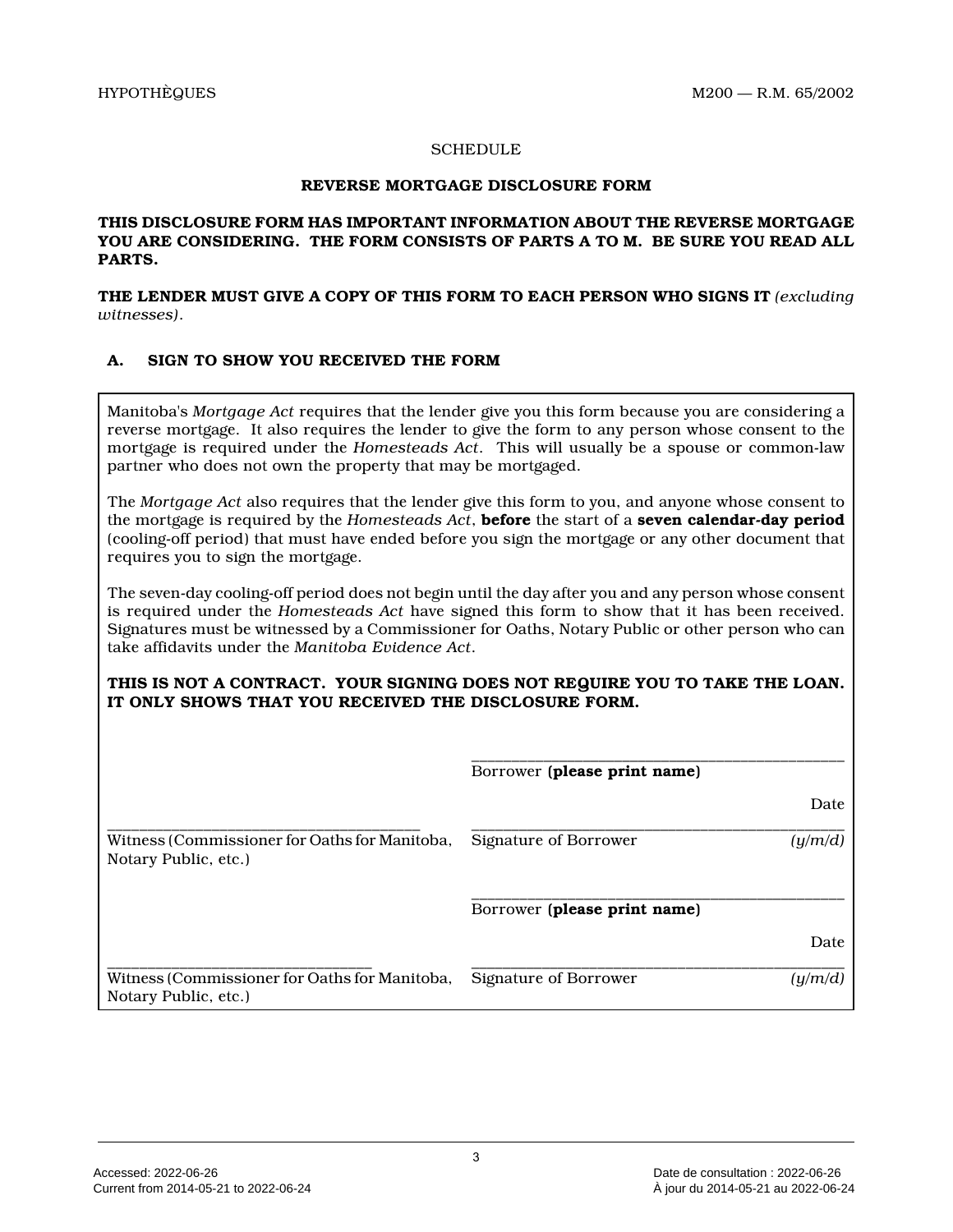SCHEDULE

## REVERSE MORTGAGE DISCLOSURE FORM

**THIS DISCLOSURE FORM HAS IMPORTANT INFORMATION ABOUT THE REVERSE MORTGAGE YOU ARE CONSIDERING. THE FORM CONSISTS OF PARTS A TO M. BE SURE YOU READ ALL PARTS.**

**THE LENDER MUST GIVE A COPY OF THIS FORM TO EACH PERSON WHO SIGNS IT** *(excluding witnesses)*.

### A. SIGN TO SHOW YOU RECEIVED THE FORM

Manitoba's *Mortgage Act* requires that the lender give you this form because you are considering a reverse mortgage. It also requires the lender to give the form to any person whose consent to the mortgage is required under the *Homesteads Act*. This will usually be a spouse or common-law partner who does not own the property that may be mortgaged.

The *Mortgage Act* also requires that the lender give this form to you, and anyone whose consent to the mortgage is required by the *Homesteads Act*, **before** the start of a **seven calendar-day period** (cooling-off period) that must have ended before you sign the mortgage or any other document that requires you to sign the mortgage.

The seven-day cooling-off period does not begin until the day after you and any person whose consent is required under the *Homesteads Act* have signed this form to show that it has been received. Signatures must be witnessed by a Commissioner for Oaths, Notary Public or other person who can take affidavits under the *Manitoba Evidence Act*.

**THIS IS NOT A CONTRACT. YOUR SIGNING DOES NOT REQUIRE YOU TO TAKE THE LOAN. IT ONLY SHOWS THAT YOU RECEIVED THE DISCLOSURE FORM.**

| | |
|---|---|
| | \_\_\_\_\_\_\_\_\_\_\_\_\_\_\_\_\_\_\_\_<br>Borrower **(please print name)** |
| \_\_\_\_\_\_\_\_\_\_\_\_\_\_\_\_\_\_\_\_<br>Witness (Commissioner for Oaths for Manitoba, Notary Public, etc.) | \_\_\_\_\_\_\_\_\_\_\_\_\_\_\_\_\_\_\_\_<br>Signature of Borrower — Date *(y/m/d)* |
| | \_\_\_\_\_\_\_\_\_\_\_\_\_\_\_\_\_\_\_\_<br>Borrower **(please print name)** |
| \_\_\_\_\_\_\_\_\_\_\_\_\_\_\_\_\_\_\_\_<br>Witness (Commissioner for Oaths for Manitoba, Notary Public, etc.) | \_\_\_\_\_\_\_\_\_\_\_\_\_\_\_\_\_\_\_\_<br>Signature of Borrower — Date *(y/m/d)* |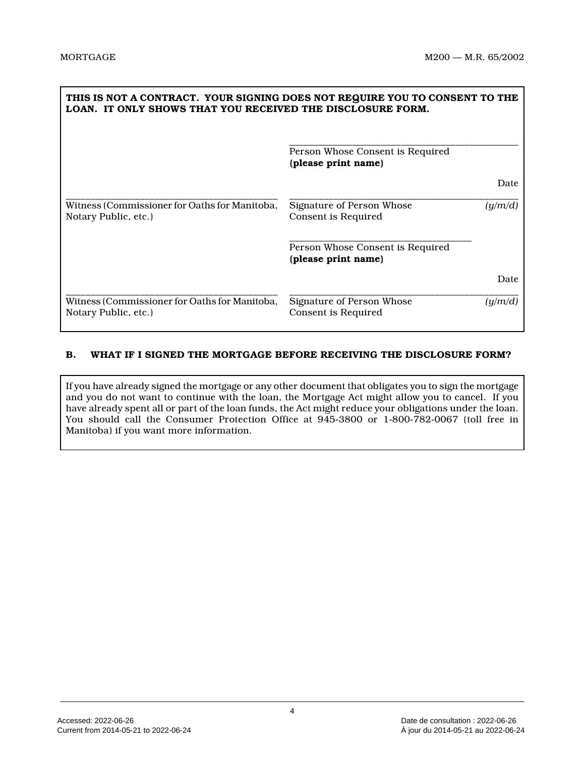**THIS IS NOT A CONTRACT. YOUR SIGNING DOES NOT REQUIRE YOU TO CONSENT TO THE LOAN. IT ONLY SHOWS THAT YOU RECEIVED THE DISCLOSURE FORM.**

| | | |
|---|---|---|
| | ______________________________ Person Whose Consent is Required **(please print name)** | |
| | | Date |
| ______________________________ Witness (Commissioner for Oaths for Manitoba, Notary Public, etc.) | ______________________________ Signature of Person Whose Consent is Required | *(y/m/d)* |
| | ______________________________ Person Whose Consent is Required **(please print name)** | |
| | | Date |
| ______________________________ Witness (Commissioner for Oaths for Manitoba, Notary Public, etc.) | ______________________________ Signature of Person Whose Consent is Required | *(y/m/d)* |

**B. WHAT IF I SIGNED THE MORTGAGE BEFORE RECEIVING THE DISCLOSURE FORM?**

If you have already signed the mortgage or any other document that obligates you to sign the mortgage and you do not want to continue with the loan, the Mortgage Act might allow you to cancel. If you have already spent all or part of the loan funds, the Act might reduce your obligations under the loan. You should call the Consumer Protection Office at 945-3800 or 1-800-782-0067 (toll free in Manitoba) if you want more information.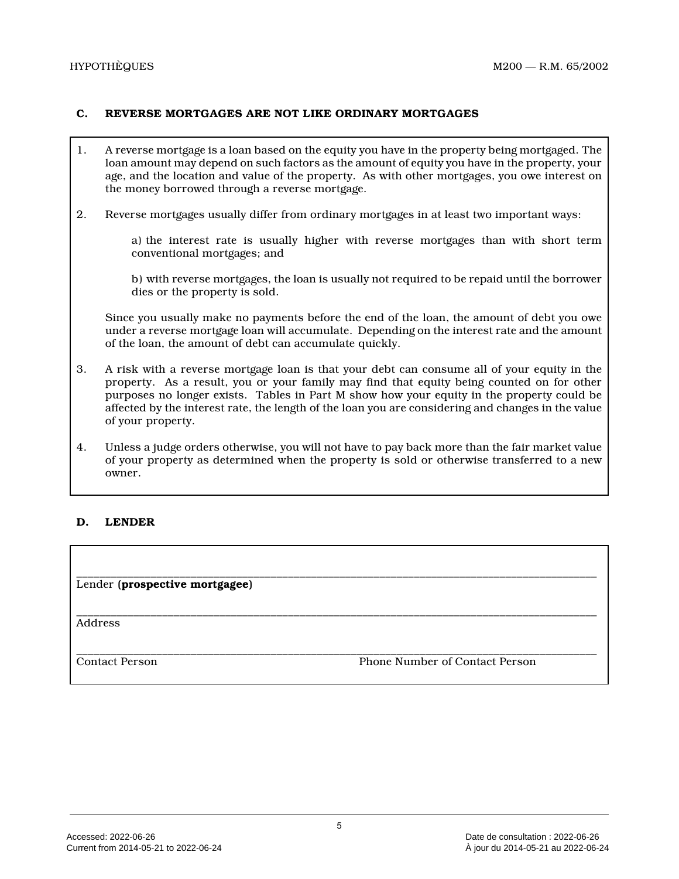### C. REVERSE MORTGAGES ARE NOT LIKE ORDINARY MORTGAGES

1. A reverse mortgage is a loan based on the equity you have in the property being mortgaged. The loan amount may depend on such factors as the amount of equity you have in the property, your age, and the location and value of the property. As with other mortgages, you owe interest on the money borrowed through a reverse mortgage.

2. Reverse mortgages usually differ from ordinary mortgages in at least two important ways:

   a) the interest rate is usually higher with reverse mortgages than with short term conventional mortgages; and

   b) with reverse mortgages, the loan is usually not required to be repaid until the borrower dies or the property is sold.

   Since you usually make no payments before the end of the loan, the amount of debt you owe under a reverse mortgage loan will accumulate. Depending on the interest rate and the amount of the loan, the amount of debt can accumulate quickly.

3. A risk with a reverse mortgage loan is that your debt can consume all of your equity in the property. As a result, you or your family may find that equity being counted on for other purposes no longer exists. Tables in Part M show how your equity in the property could be affected by the interest rate, the length of the loan you are considering and changes in the value of your property.

4. Unless a judge orders otherwise, you will not have to pay back more than the fair market value of your property as determined when the property is sold or otherwise transferred to a new owner.

### D. LENDER

\_\_\_\_\_\_\_\_\_\_\_\_\_\_\_\_\_\_\_\_\_\_\_\_\_\_\_\_\_\_\_\_\_\_\_\_\_\_\_\_\_\_\_\_\_\_\_\_\_\_\_\_\_\_\_\_\_\_\_\_\_\_\_\_\_\_\_\_\_\_
Lender (**prospective mortgagee**)

\_\_\_\_\_\_\_\_\_\_\_\_\_\_\_\_\_\_\_\_\_\_\_\_\_\_\_\_\_\_\_\_\_\_\_\_\_\_\_\_\_\_\_\_\_\_\_\_\_\_\_\_\_\_\_\_\_\_\_\_\_\_\_\_\_\_\_\_\_\_
Address

\_\_\_\_\_\_\_\_\_\_\_\_\_\_\_\_\_\_\_\_\_\_\_\_\_\_\_\_\_\_\_\_\_\_\_\_\_\_\_\_\_\_\_\_\_\_\_\_\_\_\_\_\_\_\_\_\_\_\_\_\_\_\_\_\_\_\_\_\_\_
Contact Person                                        Phone Number of Contact Person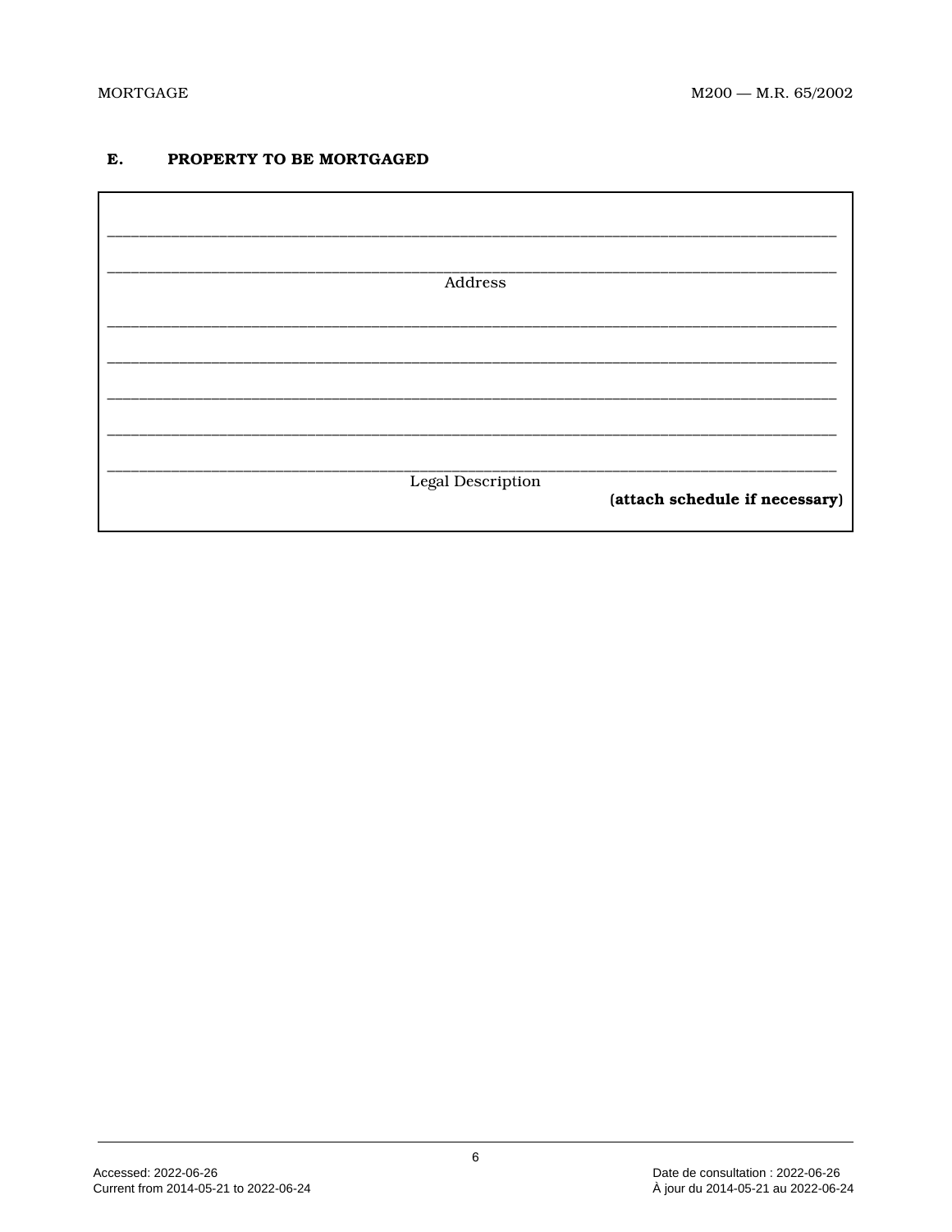## E. PROPERTY TO BE MORTGAGED

\_\_\_\_\_\_\_\_\_\_\_\_\_\_\_\_\_\_\_\_\_\_\_\_\_\_\_\_\_\_\_\_\_\_\_\_\_\_\_\_\_\_\_\_\_\_\_\_\_\_\_\_\_\_\_\_\_\_\_\_\_\_\_\_\_\_\_\_\_\_\_\_\_\_\_\_

\_\_\_\_\_\_\_\_\_\_\_\_\_\_\_\_\_\_\_\_\_\_\_\_\_\_\_\_\_\_\_\_\_\_\_\_\_\_\_\_\_\_\_\_\_\_\_\_\_\_\_\_\_\_\_\_\_\_\_\_\_\_\_\_\_\_\_\_\_\_\_\_\_\_\_\_

Address

\_\_\_\_\_\_\_\_\_\_\_\_\_\_\_\_\_\_\_\_\_\_\_\_\_\_\_\_\_\_\_\_\_\_\_\_\_\_\_\_\_\_\_\_\_\_\_\_\_\_\_\_\_\_\_\_\_\_\_\_\_\_\_\_\_\_\_\_\_\_\_\_\_\_\_\_

\_\_\_\_\_\_\_\_\_\_\_\_\_\_\_\_\_\_\_\_\_\_\_\_\_\_\_\_\_\_\_\_\_\_\_\_\_\_\_\_\_\_\_\_\_\_\_\_\_\_\_\_\_\_\_\_\_\_\_\_\_\_\_\_\_\_\_\_\_\_\_\_\_\_\_\_

\_\_\_\_\_\_\_\_\_\_\_\_\_\_\_\_\_\_\_\_\_\_\_\_\_\_\_\_\_\_\_\_\_\_\_\_\_\_\_\_\_\_\_\_\_\_\_\_\_\_\_\_\_\_\_\_\_\_\_\_\_\_\_\_\_\_\_\_\_\_\_\_\_\_\_\_

\_\_\_\_\_\_\_\_\_\_\_\_\_\_\_\_\_\_\_\_\_\_\_\_\_\_\_\_\_\_\_\_\_\_\_\_\_\_\_\_\_\_\_\_\_\_\_\_\_\_\_\_\_\_\_\_\_\_\_\_\_\_\_\_\_\_\_\_\_\_\_\_\_\_\_\_

\_\_\_\_\_\_\_\_\_\_\_\_\_\_\_\_\_\_\_\_\_\_\_\_\_\_\_\_\_\_\_\_\_\_\_\_\_\_\_\_\_\_\_\_\_\_\_\_\_\_\_\_\_\_\_\_\_\_\_\_\_\_\_\_\_\_\_\_\_\_\_\_\_\_\_\_

Legal Description

**(attach schedule if necessary)**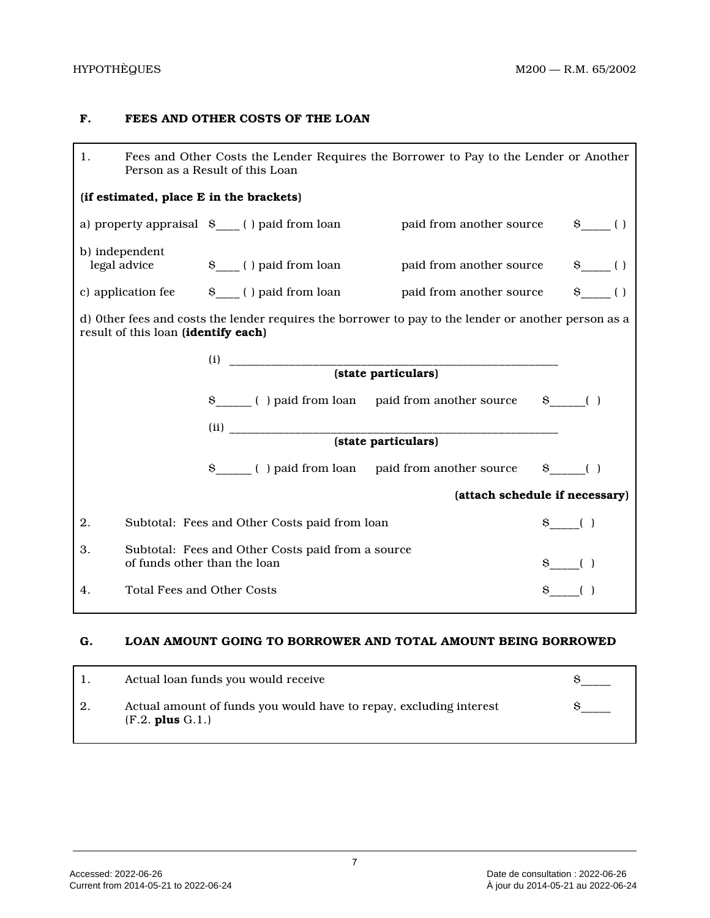## F. FEES AND OTHER COSTS OF THE LOAN

1. Fees and Other Costs the Lender Requires the Borrower to Pay to the Lender or Another Person as a Result of this Loan

**(if estimated, place E in the brackets)**

a) property appraisal $____ ( ) paid from loan paid from another source $_____ ( )

b) independent legal advice $____ ( ) paid from loan paid from another source $_____ ( )

c) application fee $____ ( ) paid from loan paid from another source $_____ ( )

d) Other fees and costs the lender requires the borrower to pay to the lender or another person as a result of this loan **(identify each)**

(i) ____________________________________________________________
**(state particulars)**

$______ ( ) paid from loan paid from another source $______( )

(ii) ____________________________________________________________
**(state particulars)**

$______ ( ) paid from loan paid from another source $______( )

**(attach schedule if necessary)**

2. Subtotal: Fees and Other Costs paid from loan $_____( )

3. Subtotal: Fees and Other Costs paid from a source of funds other than the loan $_____( )

4. Total Fees and Other Costs $_____( )

## G. LOAN AMOUNT GOING TO BORROWER AND TOTAL AMOUNT BEING BORROWED

1. Actual loan funds you would receive $_____

2. Actual amount of funds you would have to repay, excluding interest (F.2. **plus** G.1.) $_____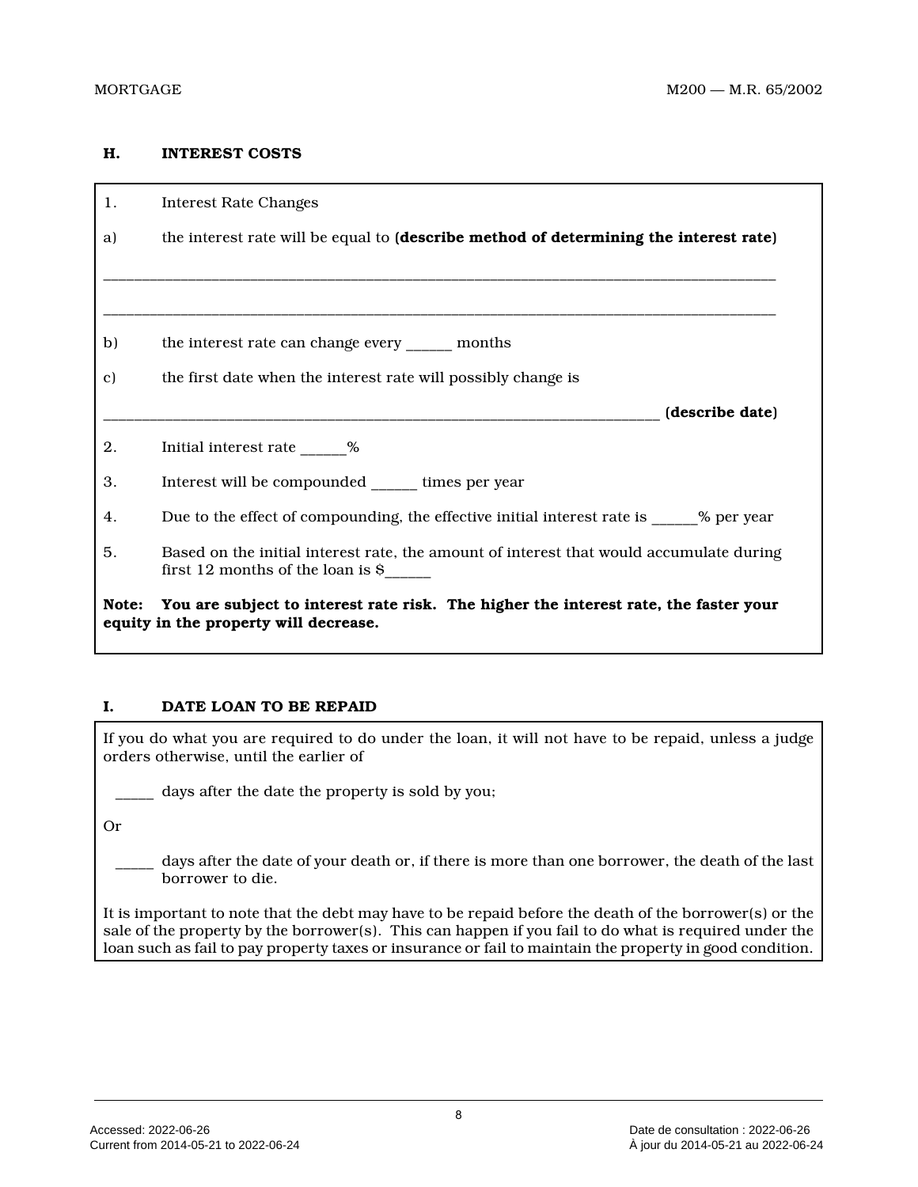## H. INTEREST COSTS

1. Interest Rate Changes

a) the interest rate will be equal to **(describe method of determining the interest rate)**

_______________________________________________________________________________

_______________________________________________________________________________

b) the interest rate can change every ______ months

c) the first date when the interest rate will possibly change is

_________________________________________________________________ **(describe date)**

2. Initial interest rate ______%

3. Interest will be compounded ______ times per year

4. Due to the effect of compounding, the effective initial interest rate is ______% per year

5. Based on the initial interest rate, the amount of interest that would accumulate during first 12 months of the loan is $______

**Note: You are subject to interest rate risk. The higher the interest rate, the faster your equity in the property will decrease.**

## I. DATE LOAN TO BE REPAID

If you do what you are required to do under the loan, it will not have to be repaid, unless a judge orders otherwise, until the earlier of

_____ days after the date the property is sold by you;

Or

_____ days after the date of your death or, if there is more than one borrower, the death of the last borrower to die.

It is important to note that the debt may have to be repaid before the death of the borrower(s) or the sale of the property by the borrower(s). This can happen if you fail to do what is required under the loan such as fail to pay property taxes or insurance or fail to maintain the property in good condition.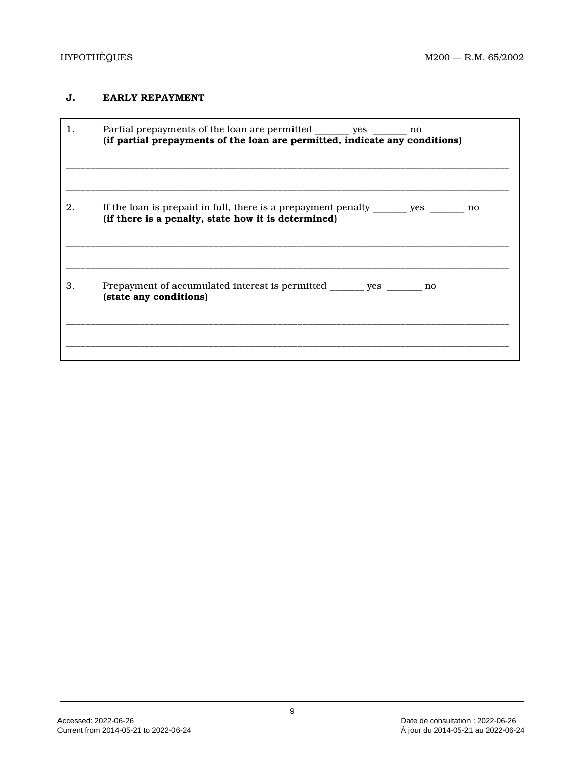## J. EARLY REPAYMENT

1. Partial prepayments of the loan are permitted _______ yes _______ no
**(if partial prepayments of the loan are permitted, indicate any conditions)**

_______________________________________________________________________________

_______________________________________________________________________________

2. If the loan is prepaid in full, there is a prepayment penalty _______ yes _______ no
**(if there is a penalty, state how it is determined)**

_______________________________________________________________________________

_______________________________________________________________________________

3. Prepayment of accumulated interest is permitted _______ yes _______ no
**(state any conditions)**

_______________________________________________________________________________

_______________________________________________________________________________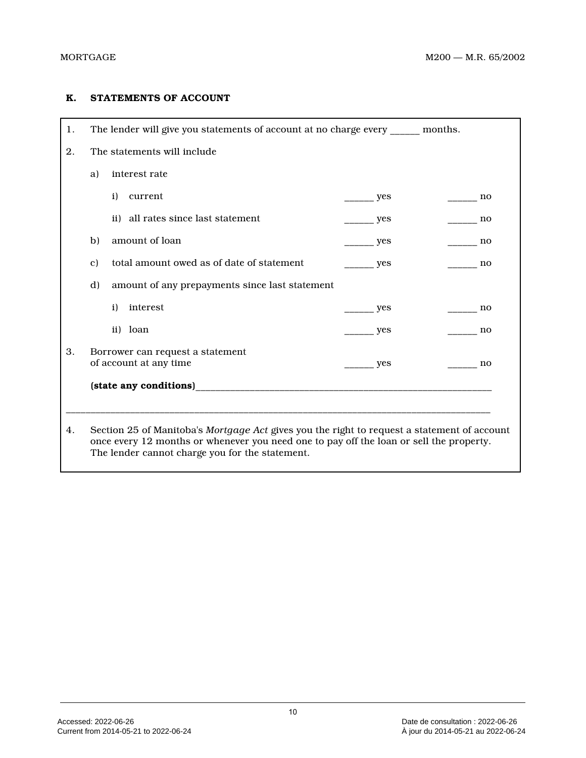## K. STATEMENTS OF ACCOUNT

1. The lender will give you statements of account at no charge every ______ months.

2. The statements will include

   a) interest rate

      i) current ______ yes ______ no

      ii) all rates since last statement ______ yes ______ no

   b) amount of loan ______ yes ______ no

   c) total amount owed as of date of statement ______ yes ______ no

   d) amount of any prepayments since last statement

      i) interest ______ yes ______ no

      ii) loan ______ yes ______ no

3. Borrower can request a statement of account at any time ______ yes ______ no

   **(state any conditions)**______________________________________________________________

_____________________________________________________________________________________

4. Section 25 of Manitoba's *Mortgage Act* gives you the right to request a statement of account once every 12 months or whenever you need one to pay off the loan or sell the property. The lender cannot charge you for the statement.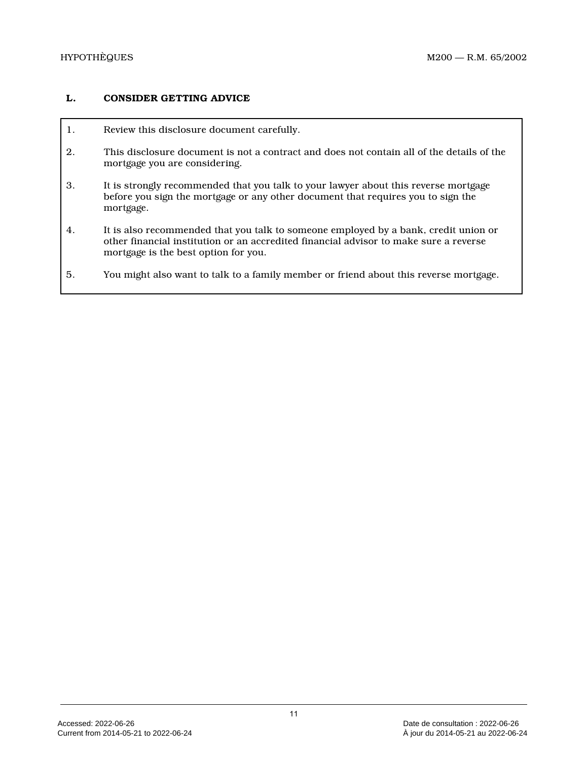**L. CONSIDER GETTING ADVICE**

1. Review this disclosure document carefully.

2. This disclosure document is not a contract and does not contain all of the details of the mortgage you are considering.

3. It is strongly recommended that you talk to your lawyer about this reverse mortgage before you sign the mortgage or any other document that requires you to sign the mortgage.

4. It is also recommended that you talk to someone employed by a bank, credit union or other financial institution or an accredited financial advisor to make sure a reverse mortgage is the best option for you.

5. You might also want to talk to a family member or friend about this reverse mortgage.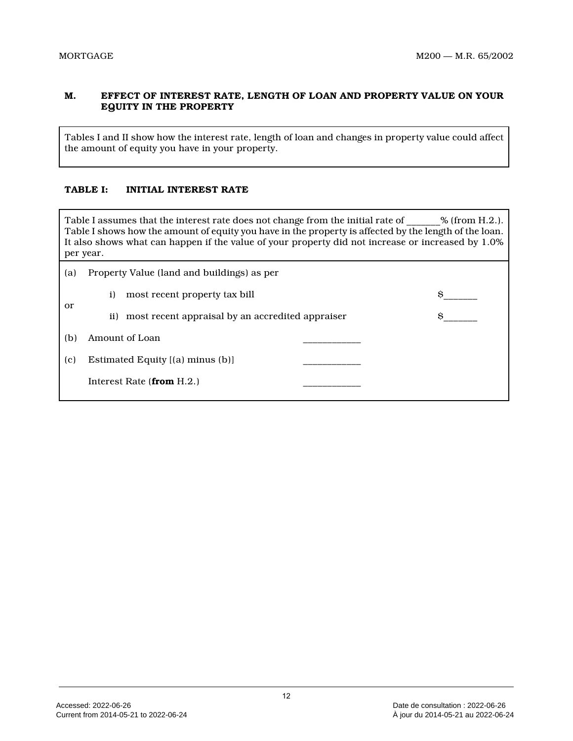## M. EFFECT OF INTEREST RATE, LENGTH OF LOAN AND PROPERTY VALUE ON YOUR EQUITY IN THE PROPERTY

Tables I and II show how the interest rate, length of loan and changes in property value could affect the amount of equity you have in your property.

### TABLE I: INITIAL INTEREST RATE

Table I assumes that the interest rate does not change from the initial rate of _______% (from H.2.). Table I shows how the amount of equity you have in the property is affected by the length of the loan. It also shows what can happen if the value of your property did not increase or increased by 1.0% per year.

(a) Property Value (land and buildings) as per

i) most recent property tax bill $_______

or

ii) most recent appraisal by an accredited appraiser $_______

(b) Amount of Loan ____________

(c) Estimated Equity [(a) minus (b)] ____________

Interest Rate (**from** H.2.) ____________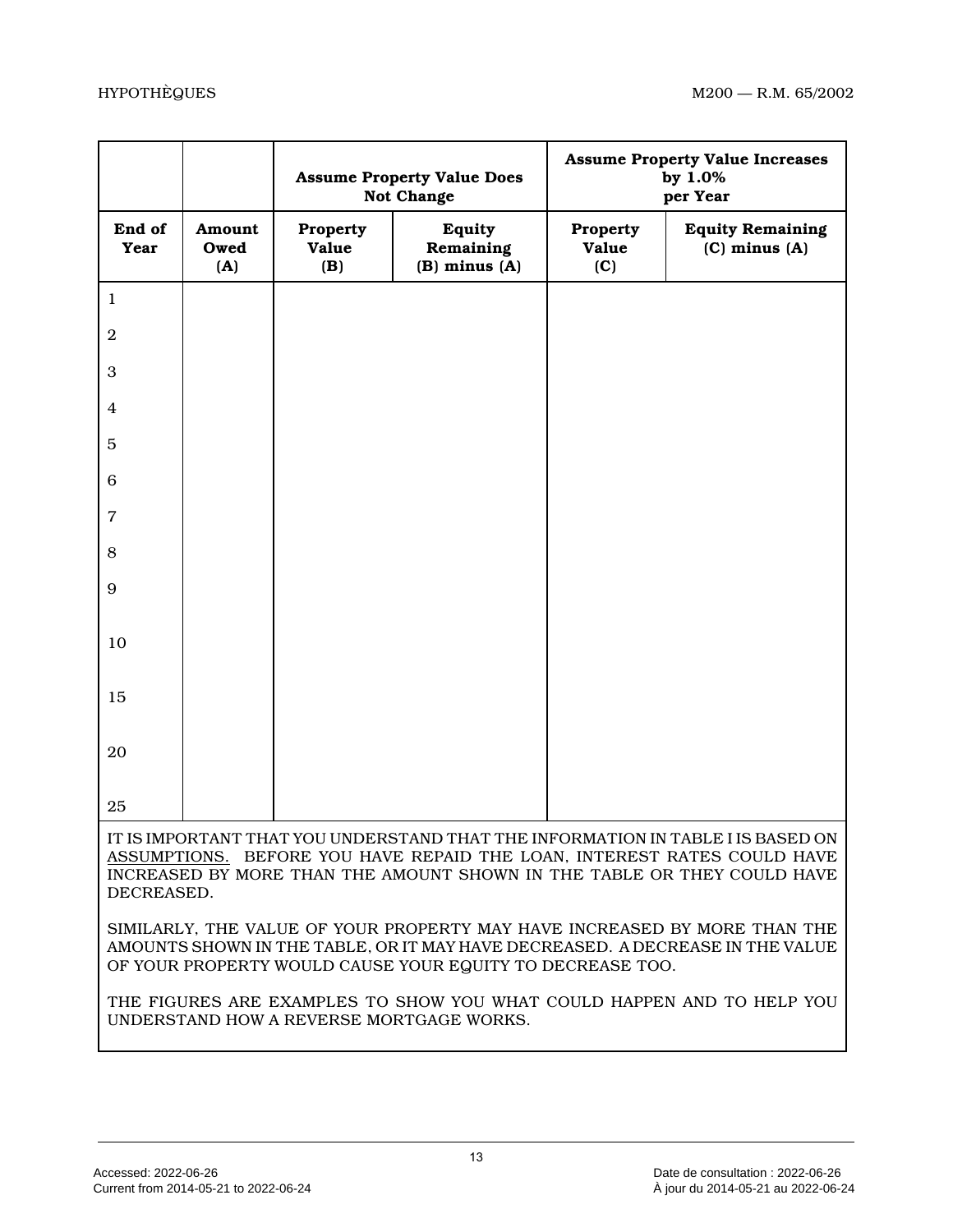| | | Assume Property Value Does Not Change | | Assume Property Value Increases by 1.0% per Year | |
|---|---|---|---|---|---|
| **End of Year** | **Amount Owed (A)** | **Property Value (B)** | **Equity Remaining (B) minus (A)** | **Property Value (C)** | **Equity Remaining (C) minus (A)** |
| 1 | | | | | |
| 2 | | | | | |
| 3 | | | | | |
| 4 | | | | | |
| 5 | | | | | |
| 6 | | | | | |
| 7 | | | | | |
| 8 | | | | | |
| 9 | | | | | |
| 10 | | | | | |
| 15 | | | | | |
| 20 | | | | | |
| 25 | | | | | |

IT IS IMPORTANT THAT YOU UNDERSTAND THAT THE INFORMATION IN TABLE I IS BASED ON ASSUMPTIONS. BEFORE YOU HAVE REPAID THE LOAN, INTEREST RATES COULD HAVE INCREASED BY MORE THAN THE AMOUNT SHOWN IN THE TABLE OR THEY COULD HAVE DECREASED.

SIMILARLY, THE VALUE OF YOUR PROPERTY MAY HAVE INCREASED BY MORE THAN THE AMOUNTS SHOWN IN THE TABLE, OR IT MAY HAVE DECREASED. A DECREASE IN THE VALUE OF YOUR PROPERTY WOULD CAUSE YOUR EQUITY TO DECREASE TOO.

THE FIGURES ARE EXAMPLES TO SHOW YOU WHAT COULD HAPPEN AND TO HELP YOU UNDERSTAND HOW A REVERSE MORTGAGE WORKS.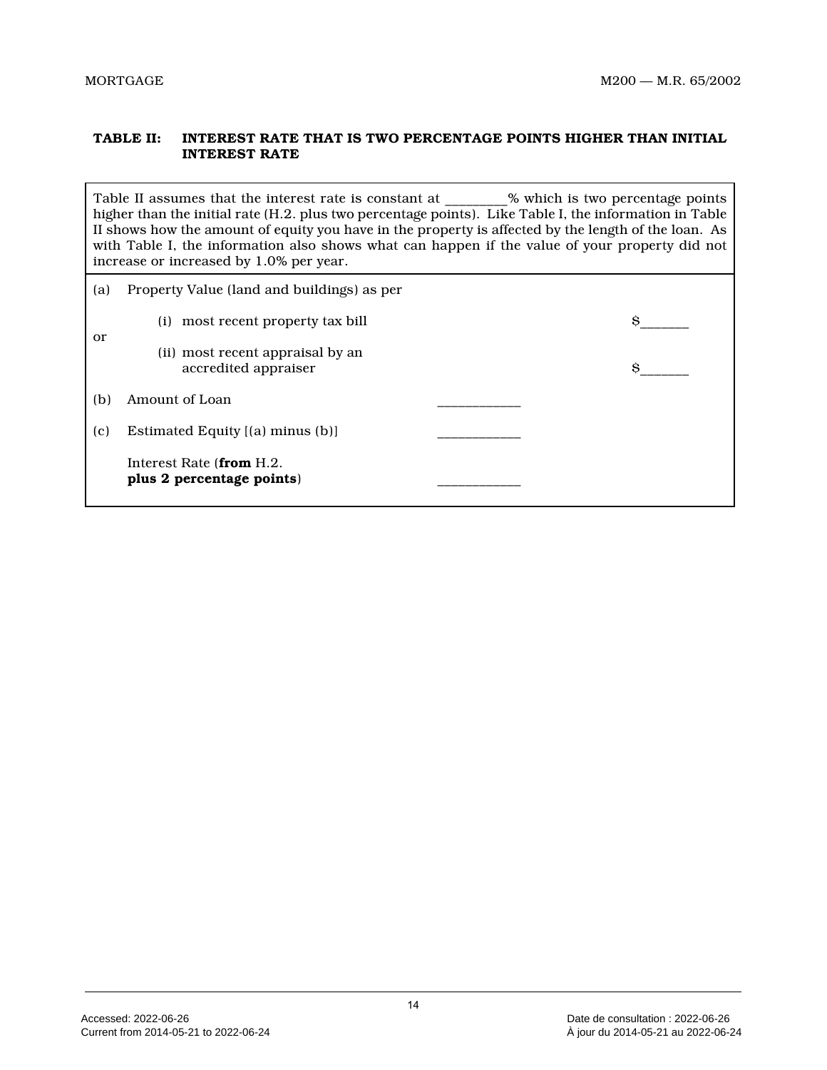**TABLE II: INTEREST RATE THAT IS TWO PERCENTAGE POINTS HIGHER THAN INITIAL INTEREST RATE**

Table II assumes that the interest rate is constant at _________% which is two percentage points higher than the initial rate (H.2. plus two percentage points). Like Table I, the information in Table II shows how the amount of equity you have in the property is affected by the length of the loan. As with Table I, the information also shows what can happen if the value of your property did not increase or increased by 1.0% per year.

(a) Property Value (land and buildings) as per

(i) most recent property tax bill $_______

or

(ii) most recent appraisal by an accredited appraiser $_______

(b) Amount of Loan ____________

(c) Estimated Equity [(a) minus (b)] ____________

Interest Rate (**from** H.2. **plus 2 percentage points**) ____________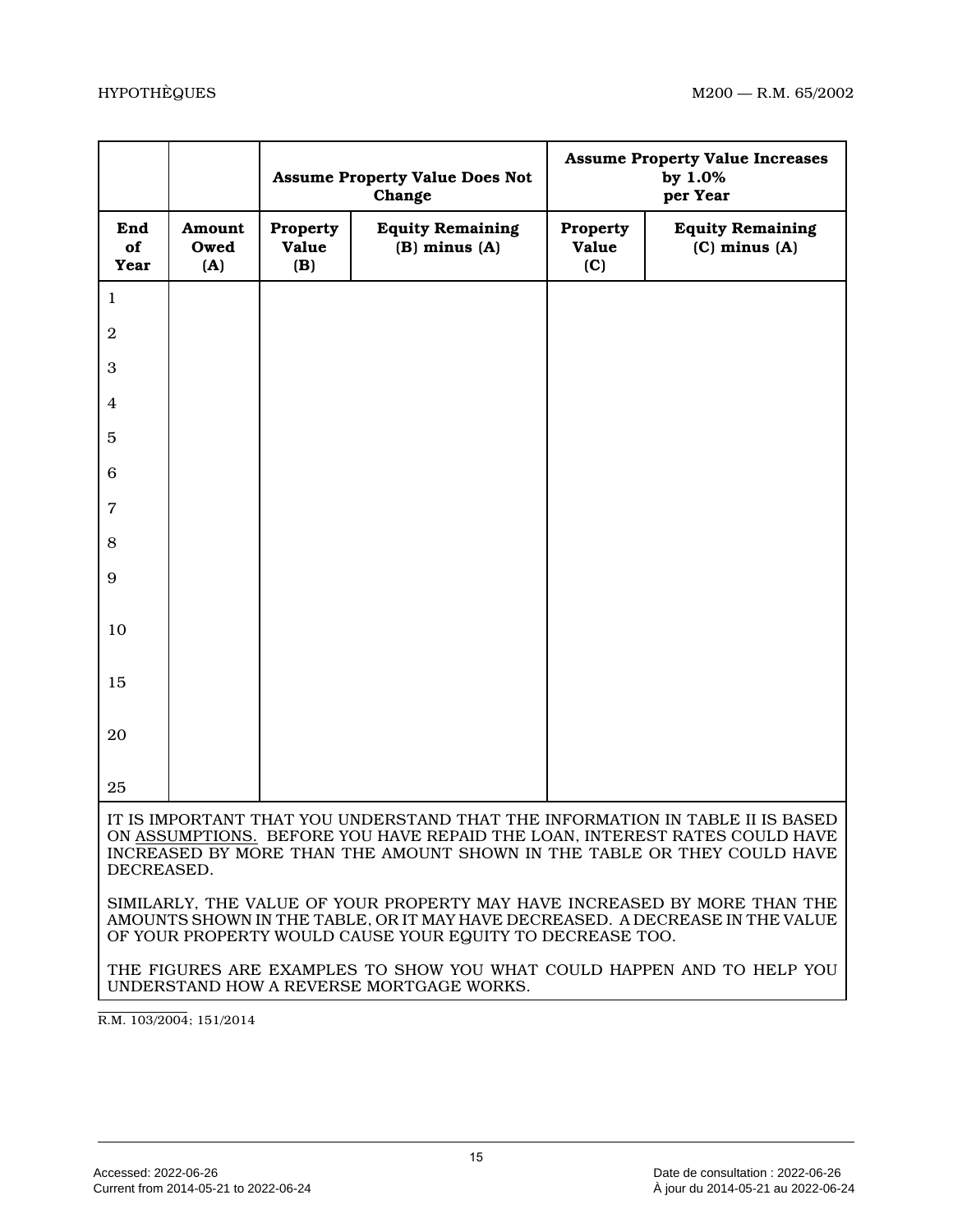| | | Assume Property Value Does Not Change | | Assume Property Value Increases by 1.0% per Year | |
|---|---|---|---|---|---|
| **End of Year** | **Amount Owed (A)** | **Property Value (B)** | **Equity Remaining (B) minus (A)** | **Property Value (C)** | **Equity Remaining (C) minus (A)** |
| 1 | | | | | |
| 2 | | | | | |
| 3 | | | | | |
| 4 | | | | | |
| 5 | | | | | |
| 6 | | | | | |
| 7 | | | | | |
| 8 | | | | | |
| 9 | | | | | |
| 10 | | | | | |
| 15 | | | | | |
| 20 | | | | | |
| 25 | | | | | |

IT IS IMPORTANT THAT YOU UNDERSTAND THAT THE INFORMATION IN TABLE II IS BASED ON <u>ASSUMPTIONS.</u> BEFORE YOU HAVE REPAID THE LOAN, INTEREST RATES COULD HAVE INCREASED BY MORE THAN THE AMOUNT SHOWN IN THE TABLE OR THEY COULD HAVE DECREASED.

SIMILARLY, THE VALUE OF YOUR PROPERTY MAY HAVE INCREASED BY MORE THAN THE AMOUNTS SHOWN IN THE TABLE, OR IT MAY HAVE DECREASED. A DECREASE IN THE VALUE OF YOUR PROPERTY WOULD CAUSE YOUR EQUITY TO DECREASE TOO.

THE FIGURES ARE EXAMPLES TO SHOW YOU WHAT COULD HAPPEN AND TO HELP YOU UNDERSTAND HOW A REVERSE MORTGAGE WORKS.

R.M. 103/2004; 151/2014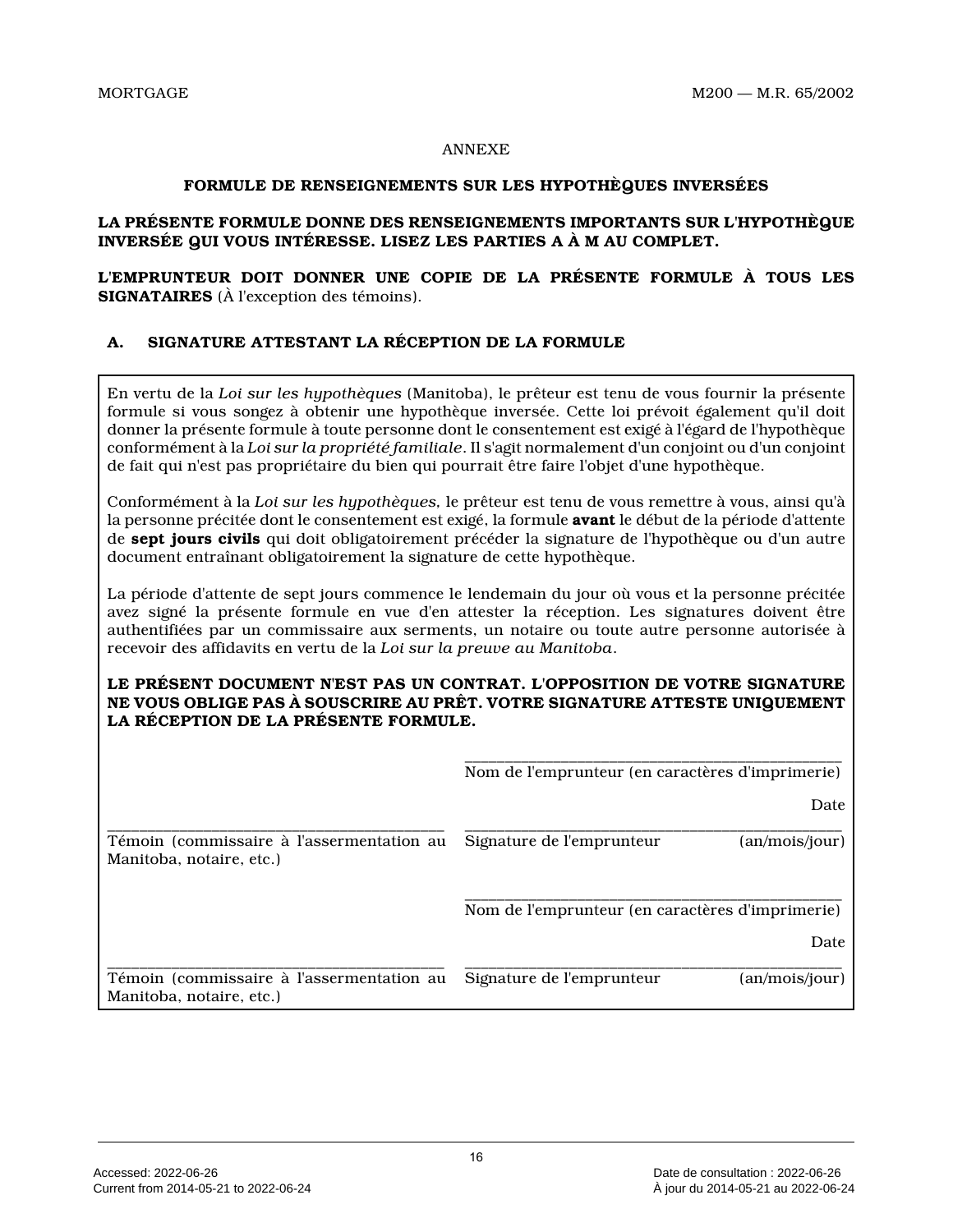ANNEXE

**FORMULE DE RENSEIGNEMENTS SUR LES HYPOTHÈQUES INVERSÉES**

**LA PRÉSENTE FORMULE DONNE DES RENSEIGNEMENTS IMPORTANTS SUR L'HYPOTHÈQUE INVERSÉE QUI VOUS INTÉRESSE. LISEZ LES PARTIES A À M AU COMPLET.**

**L'EMPRUNTEUR DOIT DONNER UNE COPIE DE LA PRÉSENTE FORMULE À TOUS LES SIGNATAIRES** (À l'exception des témoins).

## A. SIGNATURE ATTESTANT LA RÉCEPTION DE LA FORMULE

En vertu de la *Loi sur les hypothèques* (Manitoba), le prêteur est tenu de vous fournir la présente formule si vous songez à obtenir une hypothèque inversée. Cette loi prévoit également qu'il doit donner la présente formule à toute personne dont le consentement est exigé à l'égard de l'hypothèque conformément à la *Loi sur la propriété familiale*. Il s'agit normalement d'un conjoint ou d'un conjoint de fait qui n'est pas propriétaire du bien qui pourrait être faire l'objet d'une hypothèque.

Conformément à la *Loi sur les hypothèques,* le prêteur est tenu de vous remettre à vous, ainsi qu'à la personne précitée dont le consentement est exigé, la formule **avant** le début de la période d'attente de **sept jours civils** qui doit obligatoirement précéder la signature de l'hypothèque ou d'un autre document entraînant obligatoirement la signature de cette hypothèque.

La période d'attente de sept jours commence le lendemain du jour où vous et la personne précitée avez signé la présente formule en vue d'en attester la réception. Les signatures doivent être authentifiées par un commissaire aux serments, un notaire ou toute autre personne autorisée à recevoir des affidavits en vertu de la *Loi sur la preuve au Manitoba*.

**LE PRÉSENT DOCUMENT N'EST PAS UN CONTRAT. L'OPPOSITION DE VOTRE SIGNATURE NE VOUS OBLIGE PAS À SOUSCRIRE AU PRÊT. VOTRE SIGNATURE ATTESTE UNIQUEMENT LA RÉCEPTION DE LA PRÉSENTE FORMULE.**

| | |
|---|---|
| | ______________________________ Nom de l'emprunteur (en caractères d'imprimerie) |
| ______________________________ Témoin (commissaire à l'assermentation au Manitoba, notaire, etc.) | ______________________________ Signature de l'emprunteur — Date (an/mois/jour) |
| | ______________________________ Nom de l'emprunteur (en caractères d'imprimerie) |
| ______________________________ Témoin (commissaire à l'assermentation au Manitoba, notaire, etc.) | ______________________________ Signature de l'emprunteur — Date (an/mois/jour) |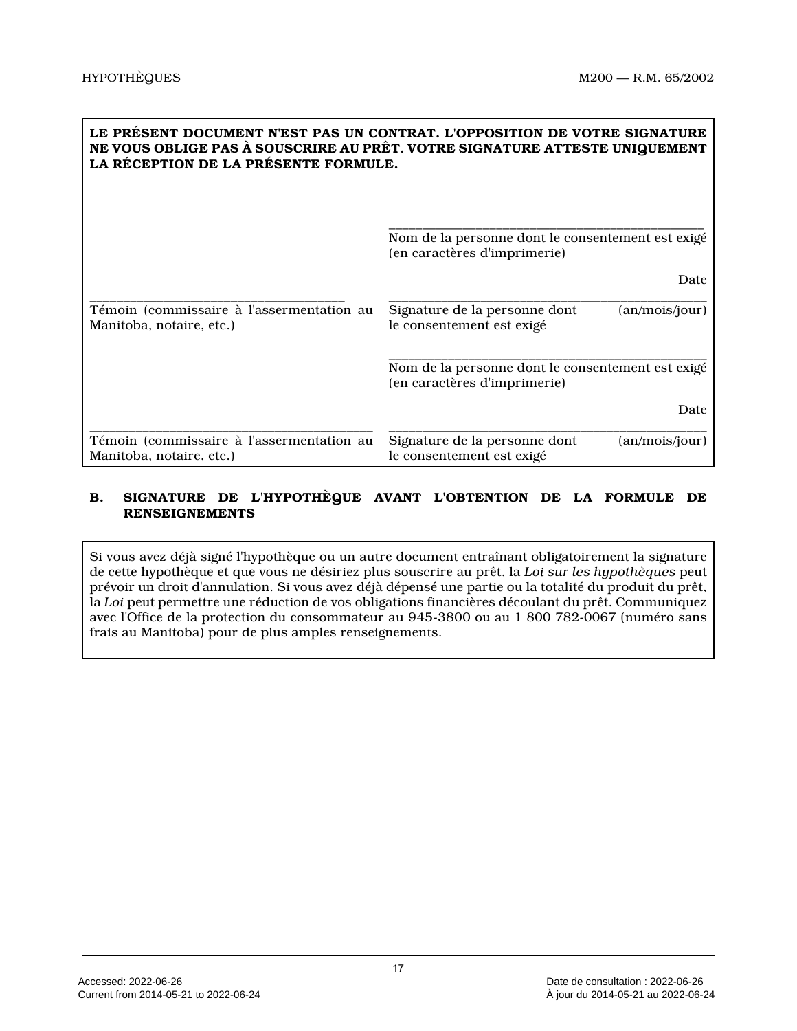**LE PRÉSENT DOCUMENT N'EST PAS UN CONTRAT. L'OPPOSITION DE VOTRE SIGNATURE NE VOUS OBLIGE PAS À SOUSCRIRE AU PRÊT. VOTRE SIGNATURE ATTESTE UNIQUEMENT LA RÉCEPTION DE LA PRÉSENTE FORMULE.**

| | |
|---|---|
| | ____________________________________ Nom de la personne dont le consentement est exigé (en caractères d'imprimerie) |
| ____________________________________ Témoin (commissaire à l'assermentation au Manitoba, notaire, etc.) | ____________________________________ Date Signature de la personne dont le consentement est exigé (an/mois/jour) |
| | ____________________________________ Nom de la personne dont le consentement est exigé (en caractères d'imprimerie) |
| ____________________________________ Témoin (commissaire à l'assermentation au Manitoba, notaire, etc.) | ____________________________________ Date Signature de la personne dont le consentement est exigé (an/mois/jour) |

**B. SIGNATURE DE L'HYPOTHÈQUE AVANT L'OBTENTION DE LA FORMULE DE RENSEIGNEMENTS**

Si vous avez déjà signé l'hypothèque ou un autre document entraînant obligatoirement la signature de cette hypothèque et que vous ne désiriez plus souscrire au prêt, la *Loi sur les hypothèques* peut prévoir un droit d'annulation. Si vous avez déjà dépensé une partie ou la totalité du produit du prêt, la *Loi* peut permettre une réduction de vos obligations financières découlant du prêt. Communiquez avec l'Office de la protection du consommateur au 945-3800 ou au 1 800 782-0067 (numéro sans frais au Manitoba) pour de plus amples renseignements.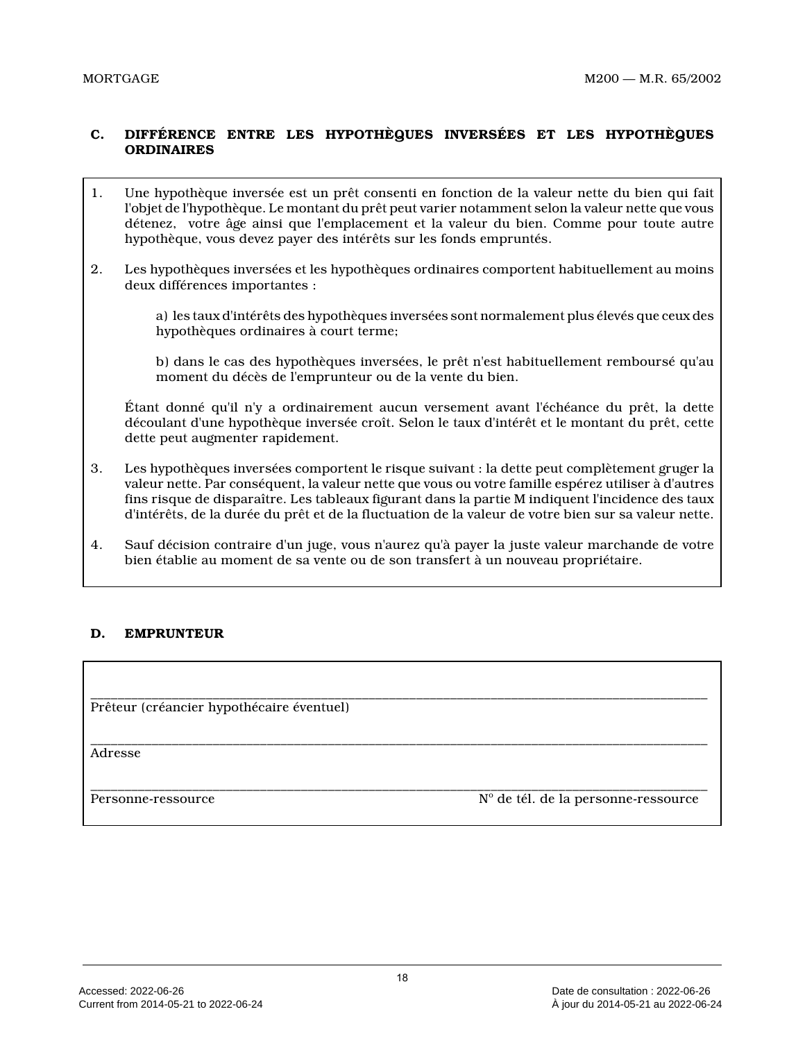## C. DIFFÉRENCE ENTRE LES HYPOTHÈQUES INVERSÉES ET LES HYPOTHÈQUES ORDINAIRES

1. Une hypothèque inversée est un prêt consenti en fonction de la valeur nette du bien qui fait l'objet de l'hypothèque. Le montant du prêt peut varier notamment selon la valeur nette que vous détenez, votre âge ainsi que l'emplacement et la valeur du bien. Comme pour toute autre hypothèque, vous devez payer des intérêts sur les fonds empruntés.

2. Les hypothèques inversées et les hypothèques ordinaires comportent habituellement au moins deux différences importantes :

   a) les taux d'intérêts des hypothèques inversées sont normalement plus élevés que ceux des hypothèques ordinaires à court terme;

   b) dans le cas des hypothèques inversées, le prêt n'est habituellement remboursé qu'au moment du décès de l'emprunteur ou de la vente du bien.

   Étant donné qu'il n'y a ordinairement aucun versement avant l'échéance du prêt, la dette découlant d'une hypothèque inversée croît. Selon le taux d'intérêt et le montant du prêt, cette dette peut augmenter rapidement.

3. Les hypothèques inversées comportent le risque suivant : la dette peut complètement gruger la valeur nette. Par conséquent, la valeur nette que vous ou votre famille espérez utiliser à d'autres fins risque de disparaître. Les tableaux figurant dans la partie M indiquent l'incidence des taux d'intérêts, de la durée du prêt et de la fluctuation de la valeur de votre bien sur sa valeur nette.

4. Sauf décision contraire d'un juge, vous n'aurez qu'à payer la juste valeur marchande de votre bien établie au moment de sa vente ou de son transfert à un nouveau propriétaire.

## D. EMPRUNTEUR

______________________________________________________________
Prêteur (créancier hypothécaire éventuel)

______________________________________________________________
Adresse

______________________________________________________________
Personne-ressource N^o de tél. de la personne-ressource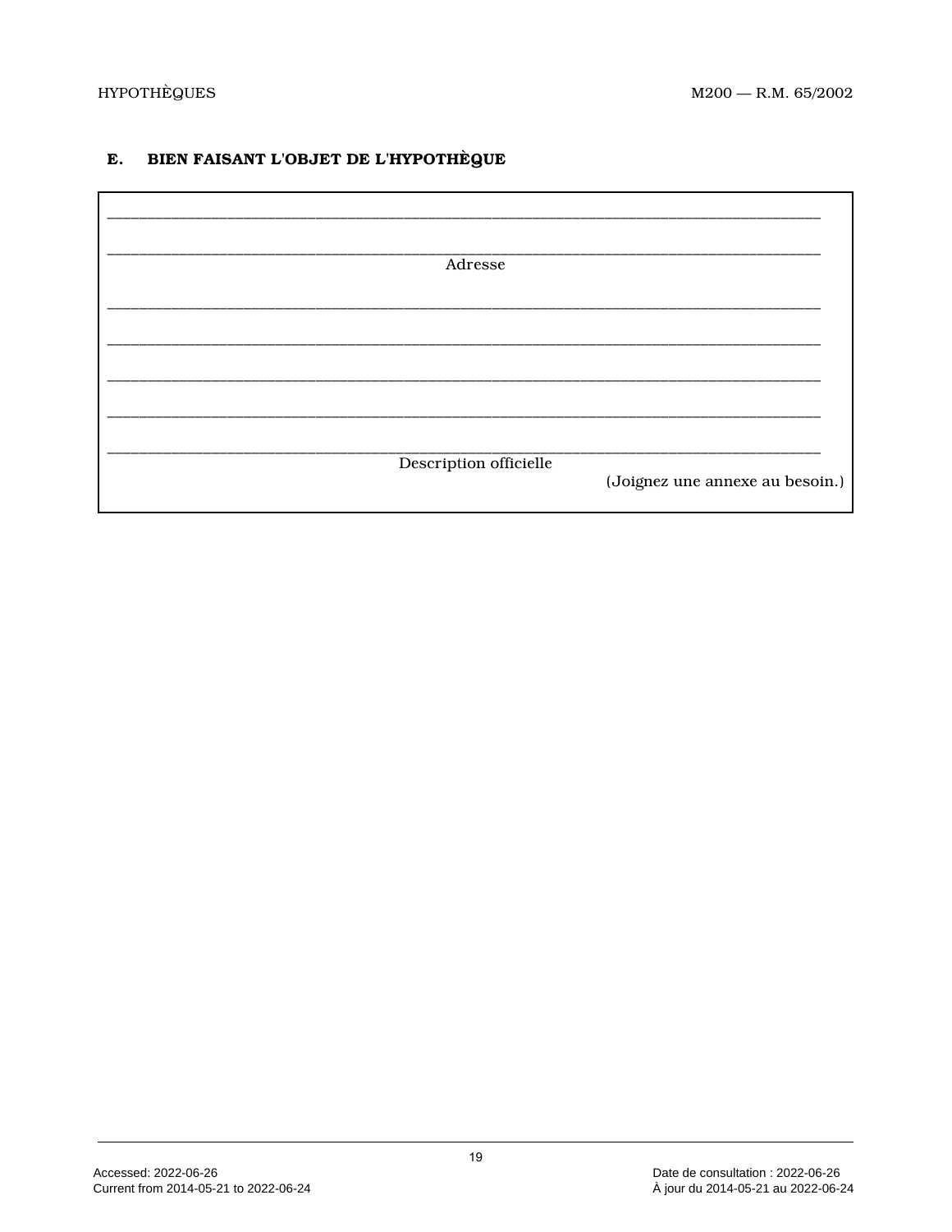## E. BIEN FAISANT L'OBJET DE L'HYPOTHÈQUE

______________________________________________________________________________

______________________________________________________________________________

Adresse

______________________________________________________________________________

______________________________________________________________________________

______________________________________________________________________________

______________________________________________________________________________

______________________________________________________________________________

Description officielle

(Joignez une annexe au besoin.)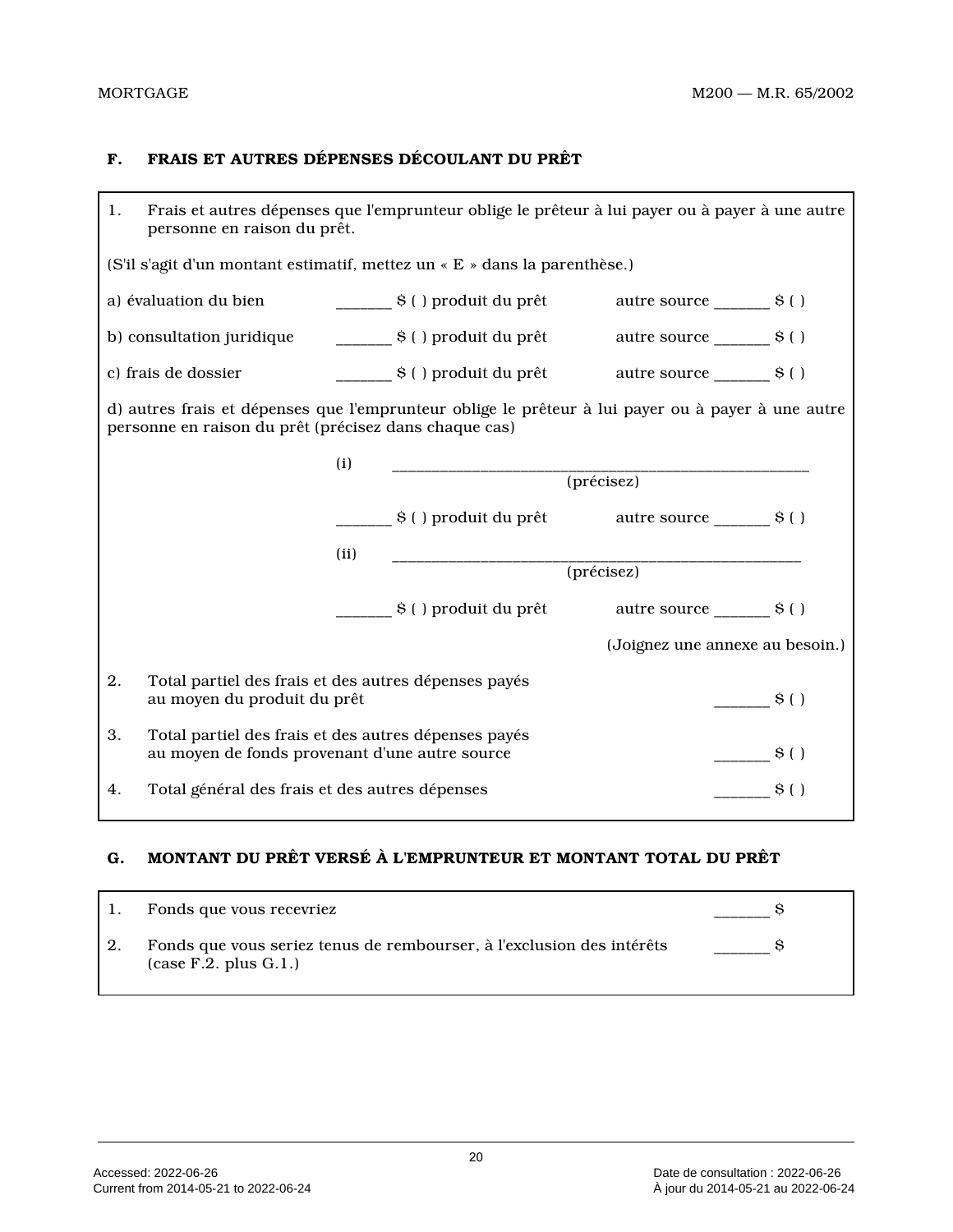## F. FRAIS ET AUTRES DÉPENSES DÉCOULANT DU PRÊT

1. Frais et autres dépenses que l'emprunteur oblige le prêteur à lui payer ou à payer à une autre personne en raison du prêt.

(S'il s'agit d'un montant estimatif, mettez un « E » dans la parenthèse.)

a) évaluation du bien _______ $ ( ) produit du prêt autre source _______ $ ( )

b) consultation juridique _______ $ ( ) produit du prêt autre source _______ $ ( )

c) frais de dossier _______ $ ( ) produit du prêt autre source _______ $ ( )

d) autres frais et dépenses que l'emprunteur oblige le prêteur à lui payer ou à payer à une autre personne en raison du prêt (précisez dans chaque cas)

(i) ____________________________________________________
(précisez)

_______ $ ( ) produit du prêt autre source _______ $ ( )

(ii) ____________________________________________________
(précisez)

_______ $ ( ) produit du prêt autre source _______ $ ( )

(Joignez une annexe au besoin.)

2. Total partiel des frais et des autres dépenses payés au moyen du produit du prêt _______ $ ( )

3. Total partiel des frais et des autres dépenses payés au moyen de fonds provenant d'une autre source _______ $ ( )

4. Total général des frais et des autres dépenses _______ $ ( )

## G. MONTANT DU PRÊT VERSÉ À L'EMPRUNTEUR ET MONTANT TOTAL DU PRÊT

1. Fonds que vous recevriez _______ $

2. Fonds que vous seriez tenus de rembourser, à l'exclusion des intérêts (case F.2. plus G.1.) _______ $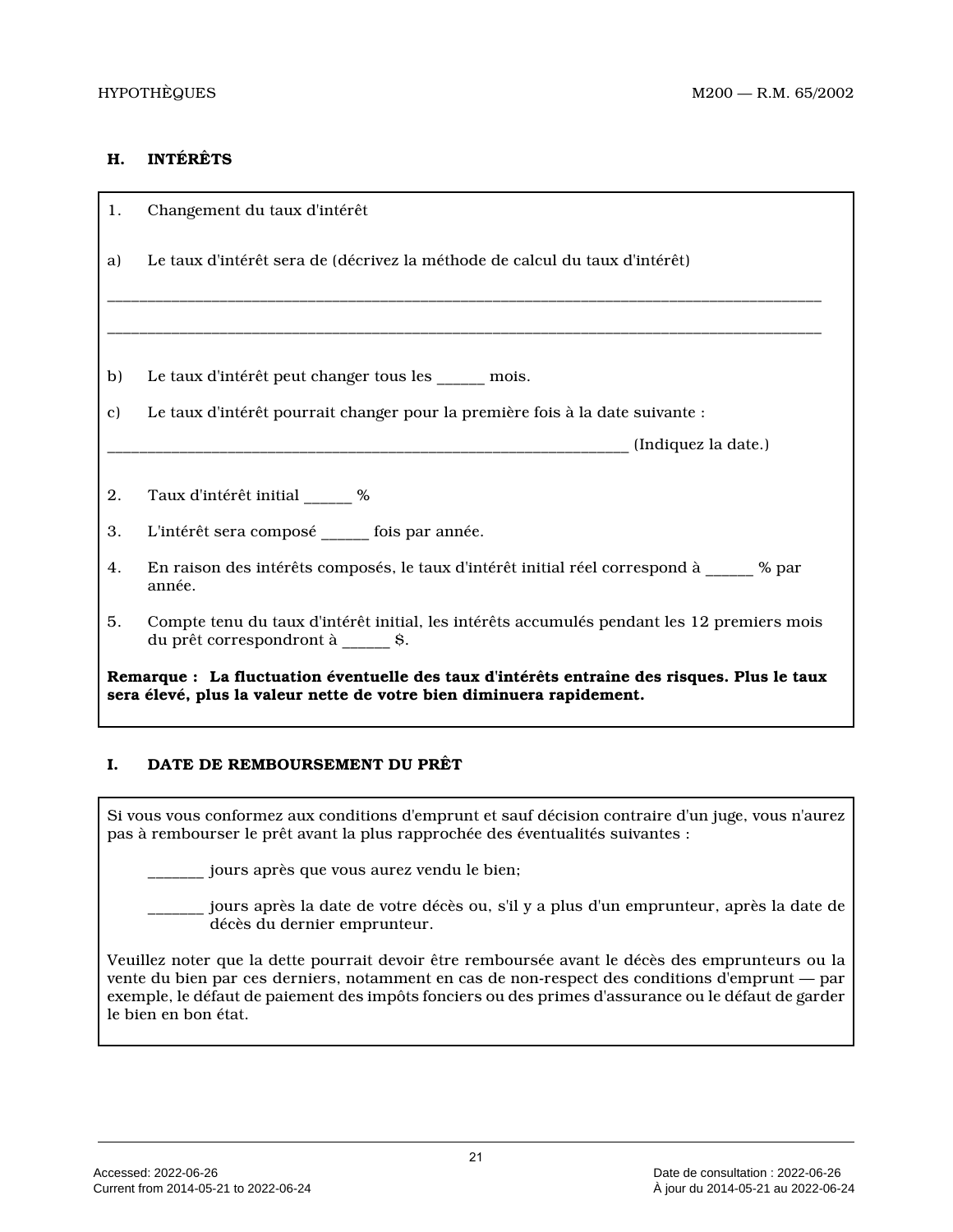## H. INTÉRÊTS

1. Changement du taux d'intérêt

a) Le taux d'intérêt sera de (décrivez la méthode de calcul du taux d'intérêt)

_______________________________________________________________________________________

_______________________________________________________________________________________

b) Le taux d'intérêt peut changer tous les ______ mois.

c) Le taux d'intérêt pourrait changer pour la première fois à la date suivante :

_______________________________________________________________ (Indiquez la date.)

2. Taux d'intérêt initial ______ %

3. L'intérêt sera composé ______ fois par année.

4. En raison des intérêts composés, le taux d'intérêt initial réel correspond à ______ % par année.

5. Compte tenu du taux d'intérêt initial, les intérêts accumulés pendant les 12 premiers mois du prêt correspondront à ______ $.

**Remarque : La fluctuation éventuelle des taux d'intérêts entraîne des risques. Plus le taux sera élevé, plus la valeur nette de votre bien diminuera rapidement.**

## I. DATE DE REMBOURSEMENT DU PRÊT

Si vous vous conformez aux conditions d'emprunt et sauf décision contraire d'un juge, vous n'aurez pas à rembourser le prêt avant la plus rapprochée des éventualités suivantes :

_______ jours après que vous aurez vendu le bien;

_______ jours après la date de votre décès ou, s'il y a plus d'un emprunteur, après la date de décès du dernier emprunteur.

Veuillez noter que la dette pourrait devoir être remboursée avant le décès des emprunteurs ou la vente du bien par ces derniers, notamment en cas de non-respect des conditions d'emprunt — par exemple, le défaut de paiement des impôts fonciers ou des primes d'assurance ou le défaut de garder le bien en bon état.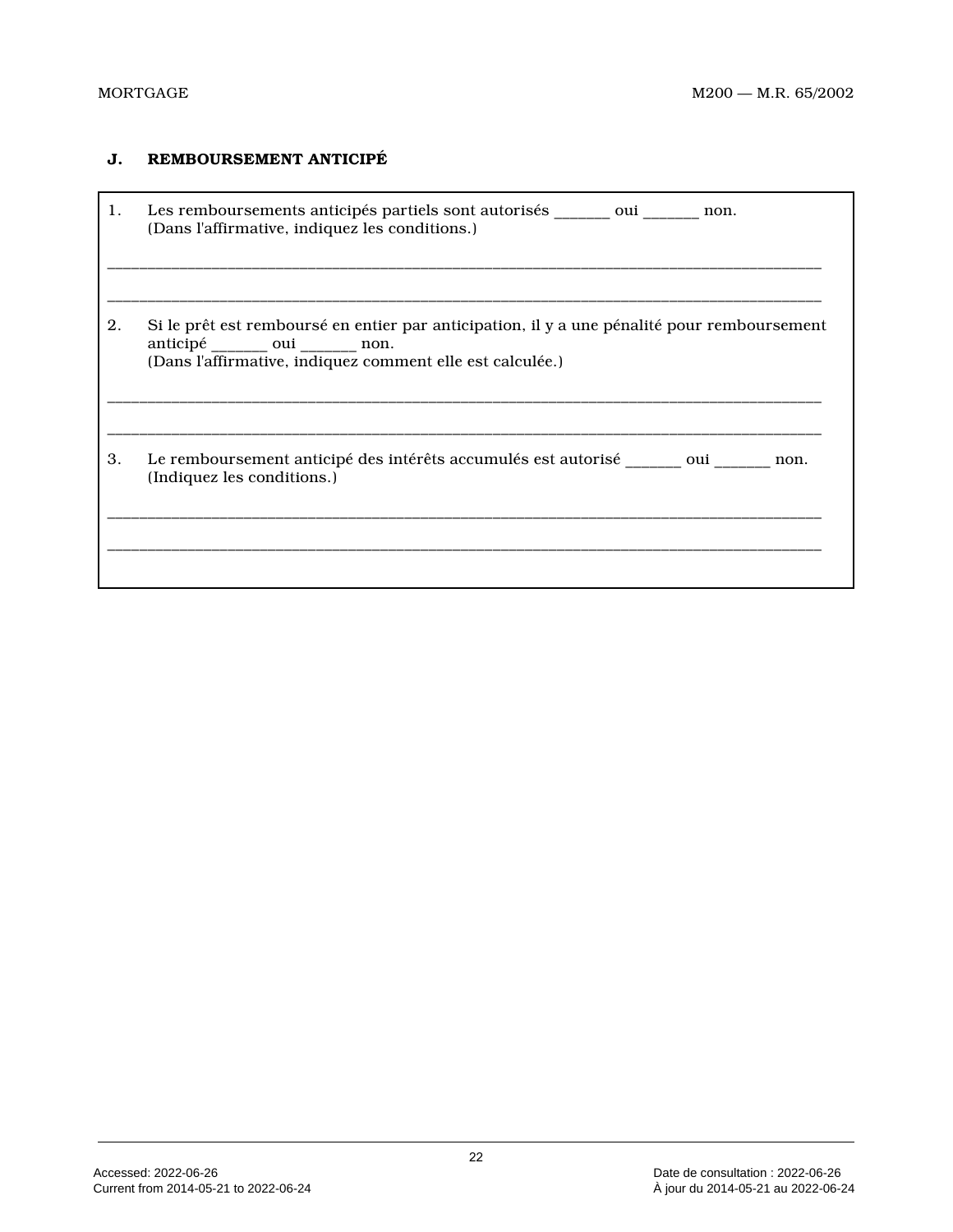## J. REMBOURSEMENT ANTICIPÉ

1. Les remboursements anticipés partiels sont autorisés _______ oui _______ non.
   (Dans l'affirmative, indiquez les conditions.)

___________________________________________________________________________________________

___________________________________________________________________________________________

2. Si le prêt est remboursé en entier par anticipation, il y a une pénalité pour remboursement anticipé _______ oui _______ non.
   (Dans l'affirmative, indiquez comment elle est calculée.)

___________________________________________________________________________________________

___________________________________________________________________________________________

3. Le remboursement anticipé des intérêts accumulés est autorisé _______ oui _______ non.
   (Indiquez les conditions.)

___________________________________________________________________________________________

___________________________________________________________________________________________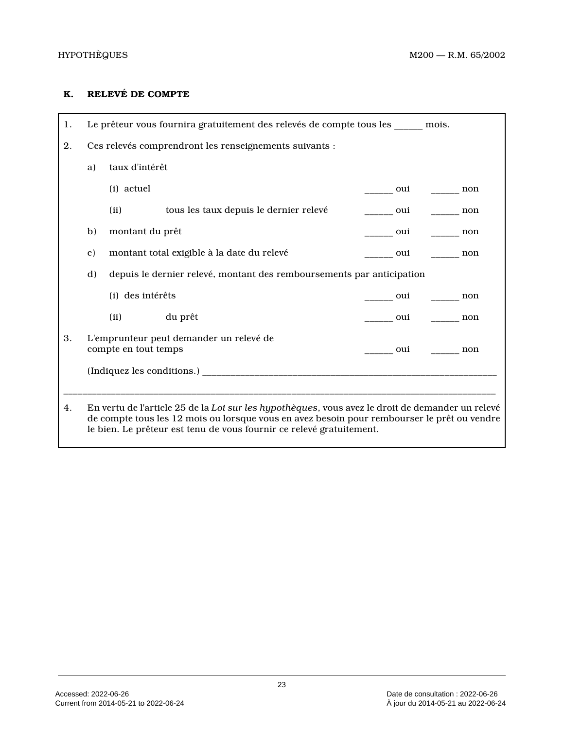## K. RELEVÉ DE COMPTE

1. Le prêteur vous fournira gratuitement des relevés de compte tous les ______ mois.

2. Ces relevés comprendront les renseignements suivants :

   a) taux d'intérêt

      (i) actuel ______ oui ______ non

      (ii) tous les taux depuis le dernier relevé ______ oui ______ non

   b) montant du prêt ______ oui ______ non

   c) montant total exigible à la date du relevé ______ oui ______ non

   d) depuis le dernier relevé, montant des remboursements par anticipation

      (i) des intérêts ______ oui ______ non

      (ii) du prêt ______ oui ______ non

3. L'emprunteur peut demander un relevé de compte en tout temps ______ oui ______ non

   (Indiquez les conditions.) ______________________________________________________________

______________________________________________________________________________________

4. En vertu de l'article 25 de la *Loi sur les hypothèques*, vous avez le droit de demander un relevé de compte tous les 12 mois ou lorsque vous en avez besoin pour rembourser le prêt ou vendre le bien. Le prêteur est tenu de vous fournir ce relevé gratuitement.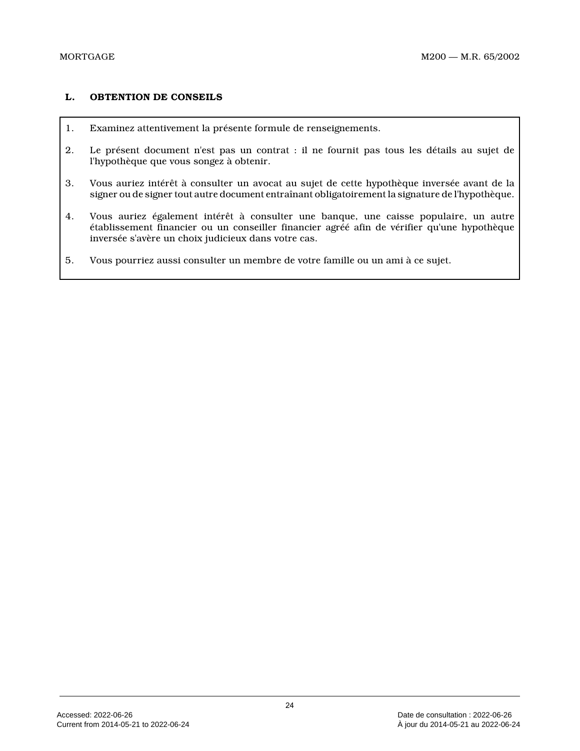## L. OBTENTION DE CONSEILS

1. Examinez attentivement la présente formule de renseignements.
2. Le présent document n'est pas un contrat : il ne fournit pas tous les détails au sujet de l'hypothèque que vous songez à obtenir.
3. Vous auriez intérêt à consulter un avocat au sujet de cette hypothèque inversée avant de la signer ou de signer tout autre document entraînant obligatoirement la signature de l'hypothèque.
4. Vous auriez également intérêt à consulter une banque, une caisse populaire, un autre établissement financier ou un conseiller financier agréé afin de vérifier qu'une hypothèque inversée s'avère un choix judicieux dans votre cas.
5. Vous pourriez aussi consulter un membre de votre famille ou un ami à ce sujet.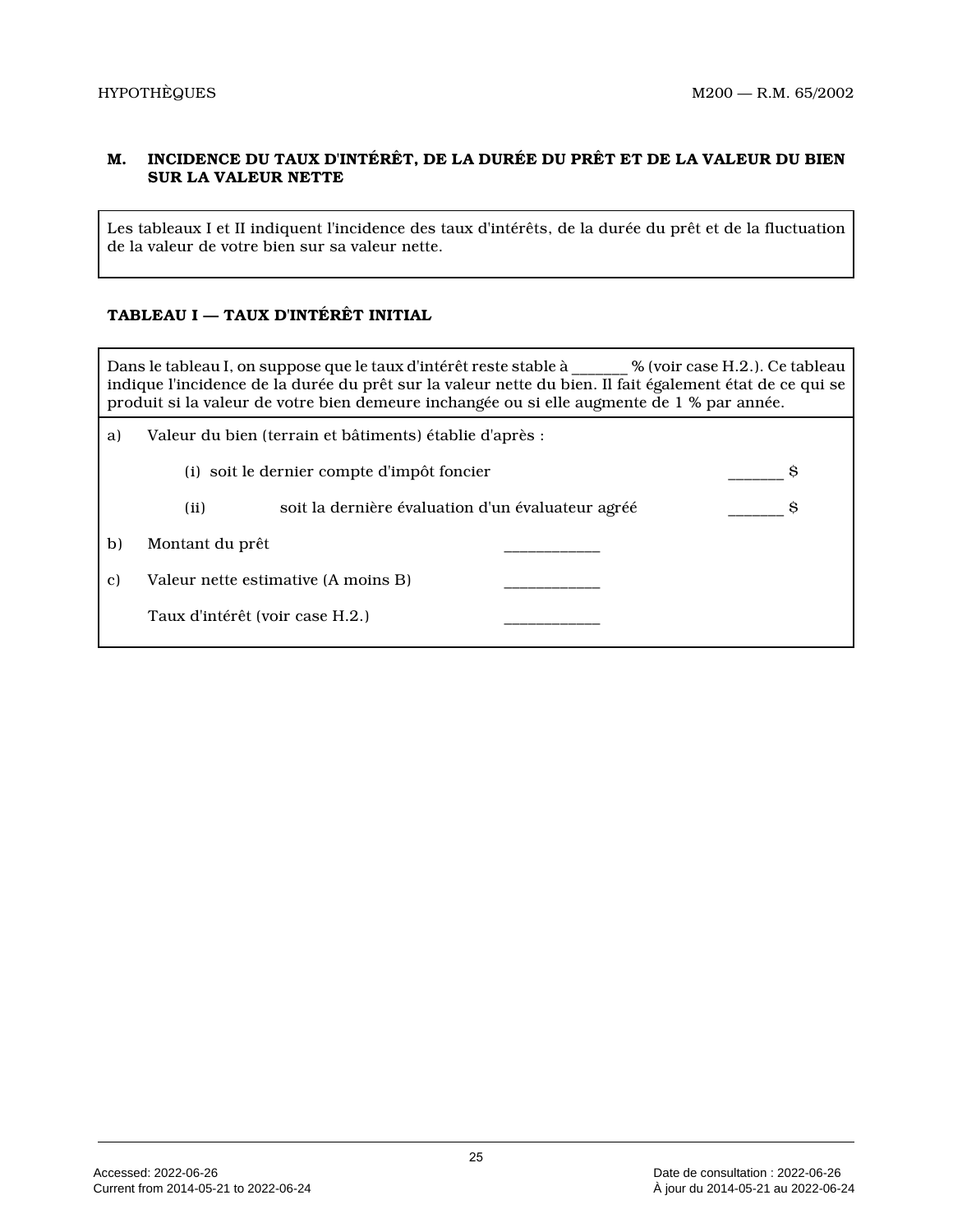### M. INCIDENCE DU TAUX D'INTÉRÊT, DE LA DURÉE DU PRÊT ET DE LA VALEUR DU BIEN SUR LA VALEUR NETTE

Les tableaux I et II indiquent l'incidence des taux d'intérêts, de la durée du prêt et de la fluctuation de la valeur de votre bien sur sa valeur nette.

**TABLEAU I — TAUX D'INTÉRÊT INITIAL**

Dans le tableau I, on suppose que le taux d'intérêt reste stable à _______ % (voir case H.2.). Ce tableau indique l'incidence de la durée du prêt sur la valeur nette du bien. Il fait également état de ce qui se produit si la valeur de votre bien demeure inchangée ou si elle augmente de 1 % par année.

a) Valeur du bien (terrain et bâtiments) établie d'après :

(i) soit le dernier compte d'impôt foncier _______ $

(ii) soit la dernière évaluation d'un évaluateur agréé _______ $

b) Montant du prêt ____________

c) Valeur nette estimative (A moins B) ____________

Taux d'intérêt (voir case H.2.) ____________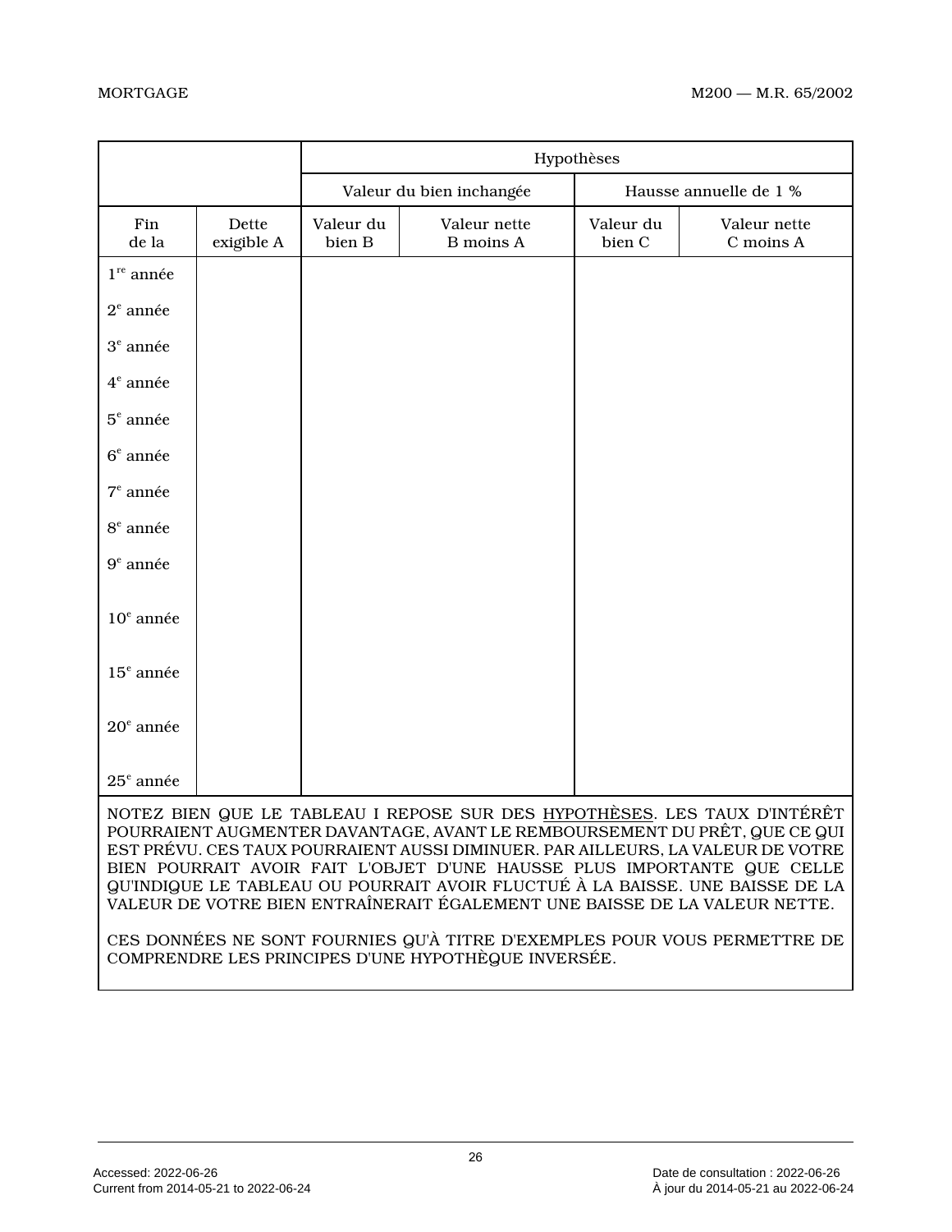| | | Hypothèses | | | |
|---|---|---|---|---|---|
| | | Valeur du bien inchangée | | Hausse annuelle de 1 % | |
| Fin de la | Dette exigible A | Valeur du bien B | Valeur nette B moins A | Valeur du bien C | Valeur nette C moins A |
| 1re année | | | | | |
| 2e année | | | | | |
| 3e année | | | | | |
| 4e année | | | | | |
| 5e année | | | | | |
| 6e année | | | | | |
| 7e année | | | | | |
| 8e année | | | | | |
| 9e année | | | | | |
| 10e année | | | | | |
| 15e année | | | | | |
| 20e année | | | | | |
| 25e année | | | | | |

NOTEZ BIEN QUE LE TABLEAU I REPOSE SUR DES HYPOTHÈSES. LES TAUX D'INTÉRÊT POURRAIENT AUGMENTER DAVANTAGE, AVANT LE REMBOURSEMENT DU PRÊT, QUE CE QUI EST PRÉVU. CES TAUX POURRAIENT AUSSI DIMINUER. PAR AILLEURS, LA VALEUR DE VOTRE BIEN POURRAIT AVOIR FAIT L'OBJET D'UNE HAUSSE PLUS IMPORTANTE QUE CELLE QU'INDIQUE LE TABLEAU OU POURRAIT AVOIR FLUCTUÉ À LA BAISSE. UNE BAISSE DE LA VALEUR DE VOTRE BIEN ENTRAÎNERAIT ÉGALEMENT UNE BAISSE DE LA VALEUR NETTE.

CES DONNÉES NE SONT FOURNIES QU'À TITRE D'EXEMPLES POUR VOUS PERMETTRE DE COMPRENDRE LES PRINCIPES D'UNE HYPOTHÈQUE INVERSÉE.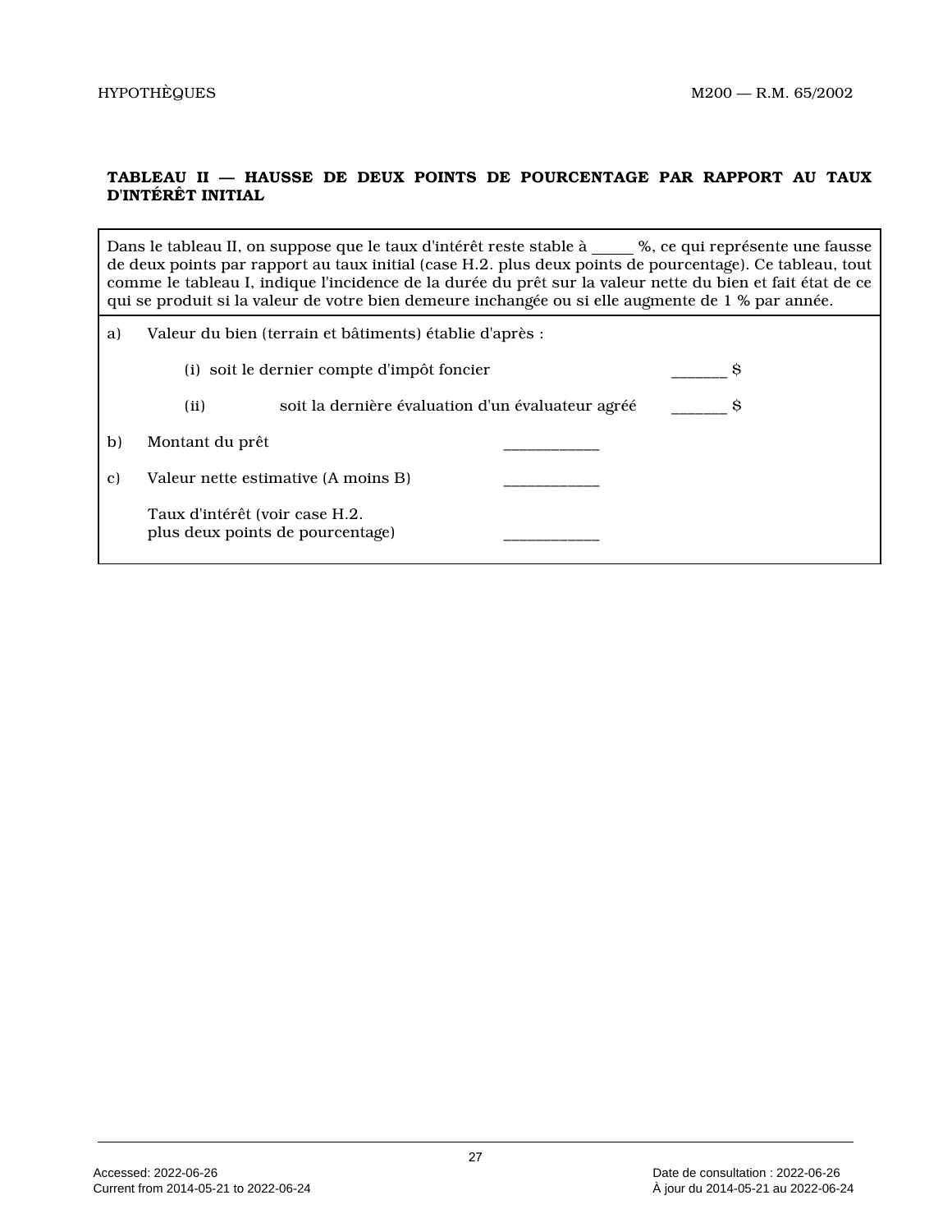**TABLEAU II — HAUSSE DE DEUX POINTS DE POURCENTAGE PAR RAPPORT AU TAUX D'INTÉRÊT INITIAL**

Dans le tableau II, on suppose que le taux d'intérêt reste stable à _____ %, ce qui représente une fausse de deux points par rapport au taux initial (case H.2. plus deux points de pourcentage). Ce tableau, tout comme le tableau I, indique l'incidence de la durée du prêt sur la valeur nette du bien et fait état de ce qui se produit si la valeur de votre bien demeure inchangée ou si elle augmente de 1 % par année.

a) Valeur du bien (terrain et bâtiments) établie d'après :

(i) soit le dernier compte d'impôt foncier _______ $

(ii) soit la dernière évaluation d'un évaluateur agréé _______ $

b) Montant du prêt ____________

c) Valeur nette estimative (A moins B) ____________

Taux d'intérêt (voir case H.2. plus deux points de pourcentage) ____________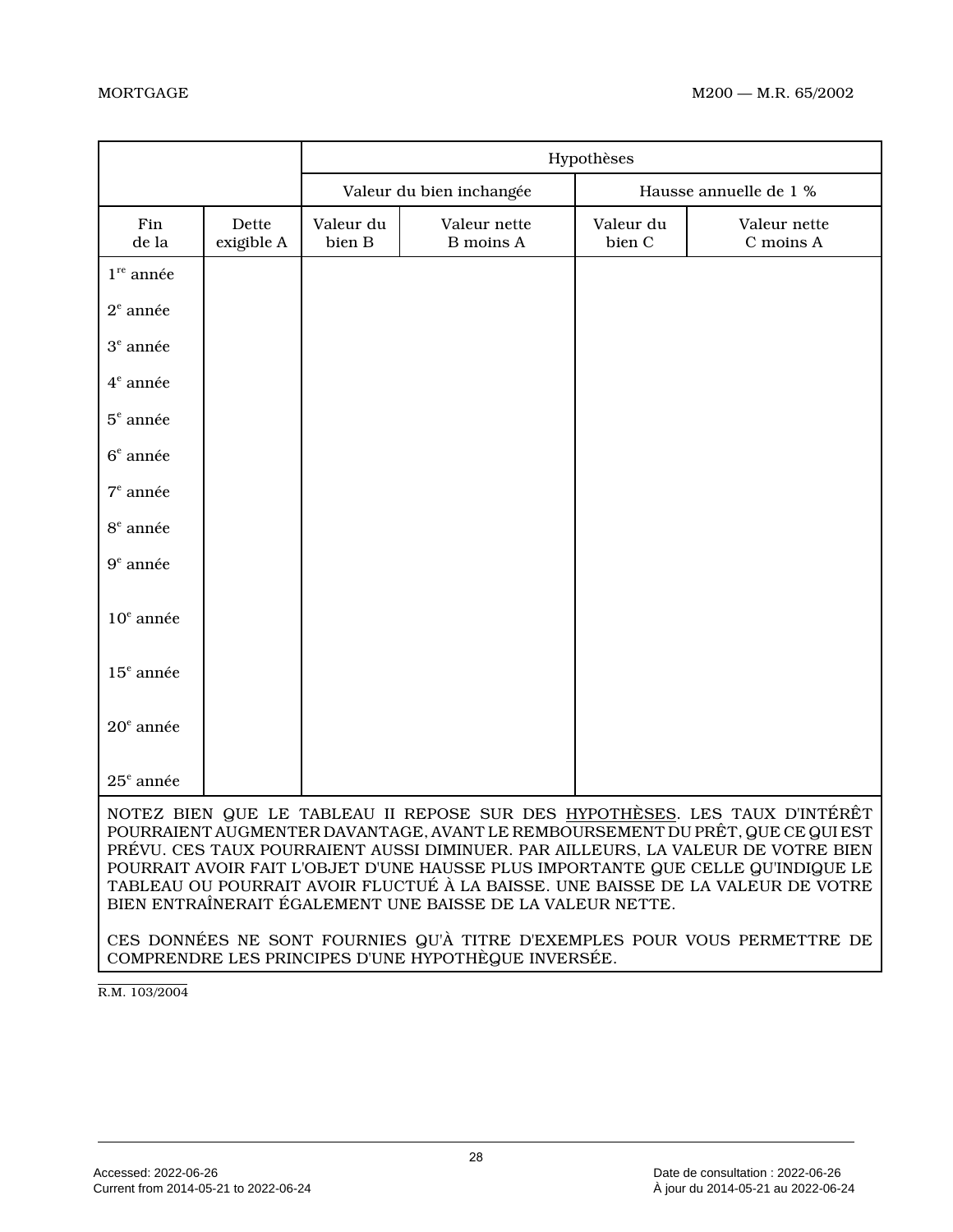| | | Hypothèses | | | |
|---|---|---|---|---|---|
| | | Valeur du bien inchangée | | Hausse annuelle de 1 % | |
| Fin de la | Dette exigible A | Valeur du bien B | Valeur nette B moins A | Valeur du bien C | Valeur nette C moins A |
| 1re année | | | | | |
| 2e année | | | | | |
| 3e année | | | | | |
| 4e année | | | | | |
| 5e année | | | | | |
| 6e année | | | | | |
| 7e année | | | | | |
| 8e année | | | | | |
| 9e année | | | | | |
| 10e année | | | | | |
| 15e année | | | | | |
| 20e année | | | | | |
| 25e année | | | | | |

NOTEZ BIEN QUE LE TABLEAU II REPOSE SUR DES HYPOTHÈSES. LES TAUX D'INTÉRÊT POURRAIENT AUGMENTER DAVANTAGE, AVANT LE REMBOURSEMENT DU PRÊT, QUE CE QUI EST PRÉVU. CES TAUX POURRAIENT AUSSI DIMINUER. PAR AILLEURS, LA VALEUR DE VOTRE BIEN POURRAIT AVOIR FAIT L'OBJET D'UNE HAUSSE PLUS IMPORTANTE QUE CELLE QU'INDIQUE LE TABLEAU OU POURRAIT AVOIR FLUCTUÉ À LA BAISSE. UNE BAISSE DE LA VALEUR DE VOTRE BIEN ENTRAÎNERAIT ÉGALEMENT UNE BAISSE DE LA VALEUR NETTE.

CES DONNÉES NE SONT FOURNIES QU'À TITRE D'EXEMPLES POUR VOUS PERMETTRE DE COMPRENDRE LES PRINCIPES D'UNE HYPOTHÈQUE INVERSÉE.

R.M. 103/2004